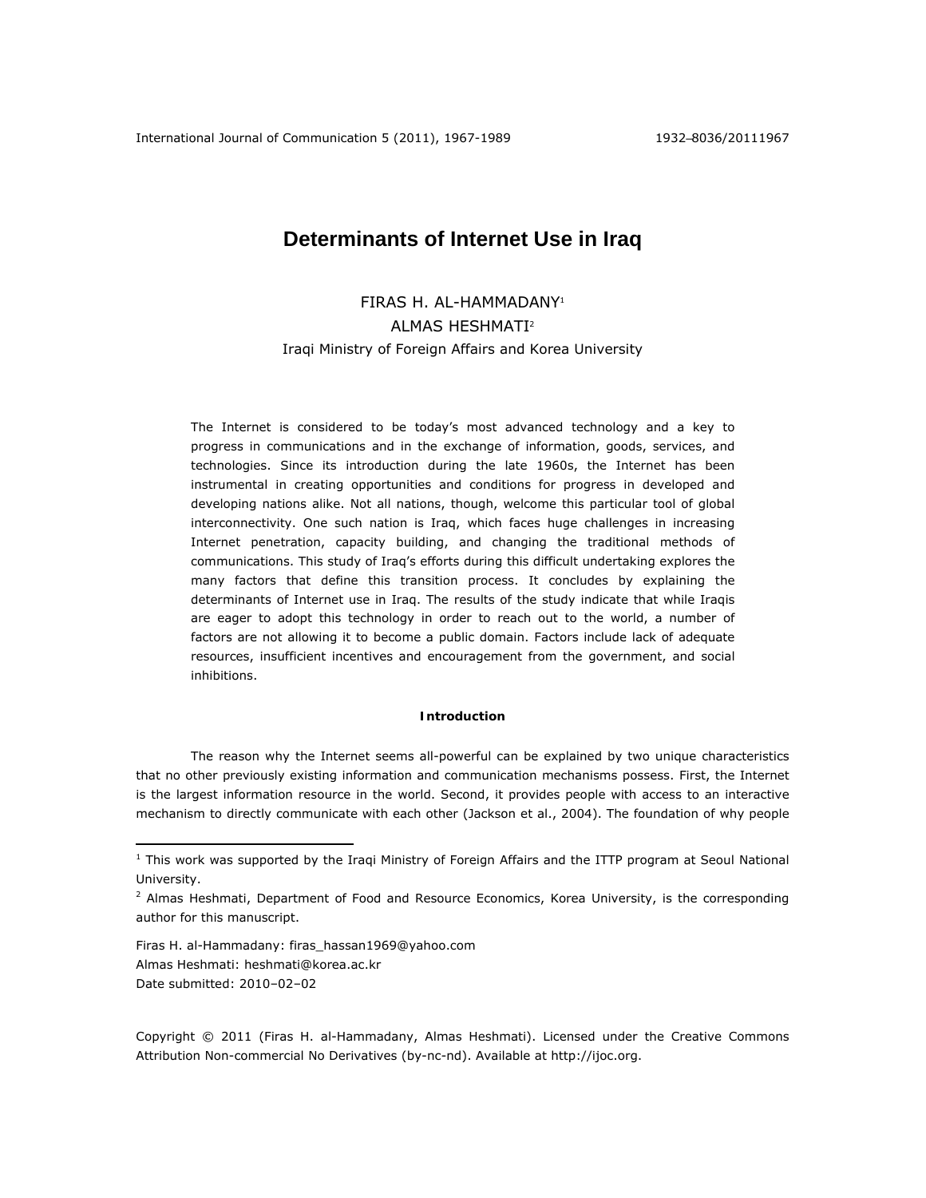# Determinants of Internet Use in Iraq

FIRAS H. AL-HAMMADANY[1]

ALMAS HESHMATI[2]

Iraqi Ministry of Foreign Affairs and Korea University

The Internet is considered to be today's most advanced technology and a key to progress in communications and in the exchange of information, goods, services, and technologies. Since its introduction during the late 1960s, the Internet has been instrumental in creating opportunities and conditions for progress in developed and developing nations alike. Not all nations, though, welcome this particular tool of global interconnectivity. One such nation is Iraq, which faces huge challenges in increasing Internet penetration, capacity building, and changing the traditional methods of communications. This study of Iraq's efforts during this difficult undertaking explores the many factors that define this transition process. It concludes by explaining the determinants of Internet use in Iraq. The results of the study indicate that while Iraqis are eager to adopt this technology in order to reach out to the world, a number of factors are not allowing it to become a public domain. Factors include lack of adequate resources, insufficient incentives and encouragement from the government, and social inhibitions.

## Introduction

The reason why the Internet seems all-powerful can be explained by two unique characteristics that no other previously existing information and communication mechanisms possess. First, the Internet is the largest information resource in the world. Second, it provides people with access to an interactive mechanism to directly communicate with each other (Jackson et al., 2004). The foundation of why people

---

[1] This work was supported by the Iraqi Ministry of Foreign Affairs and the ITTP program at Seoul National University.

[2] Almas Heshmati, Department of Food and Resource Economics, Korea University, is the corresponding author for this manuscript.

Firas H. al-Hammadany: firas_hassan1969@yahoo.com
Almas Heshmati: heshmati@korea.ac.kr
Date submitted: 2010–02–02

Copyright © 2011 (Firas H. al-Hammadany, Almas Heshmati). Licensed under the Creative Commons Attribution Non-commercial No Derivatives (by-nc-nd). Available at http://ijoc.org.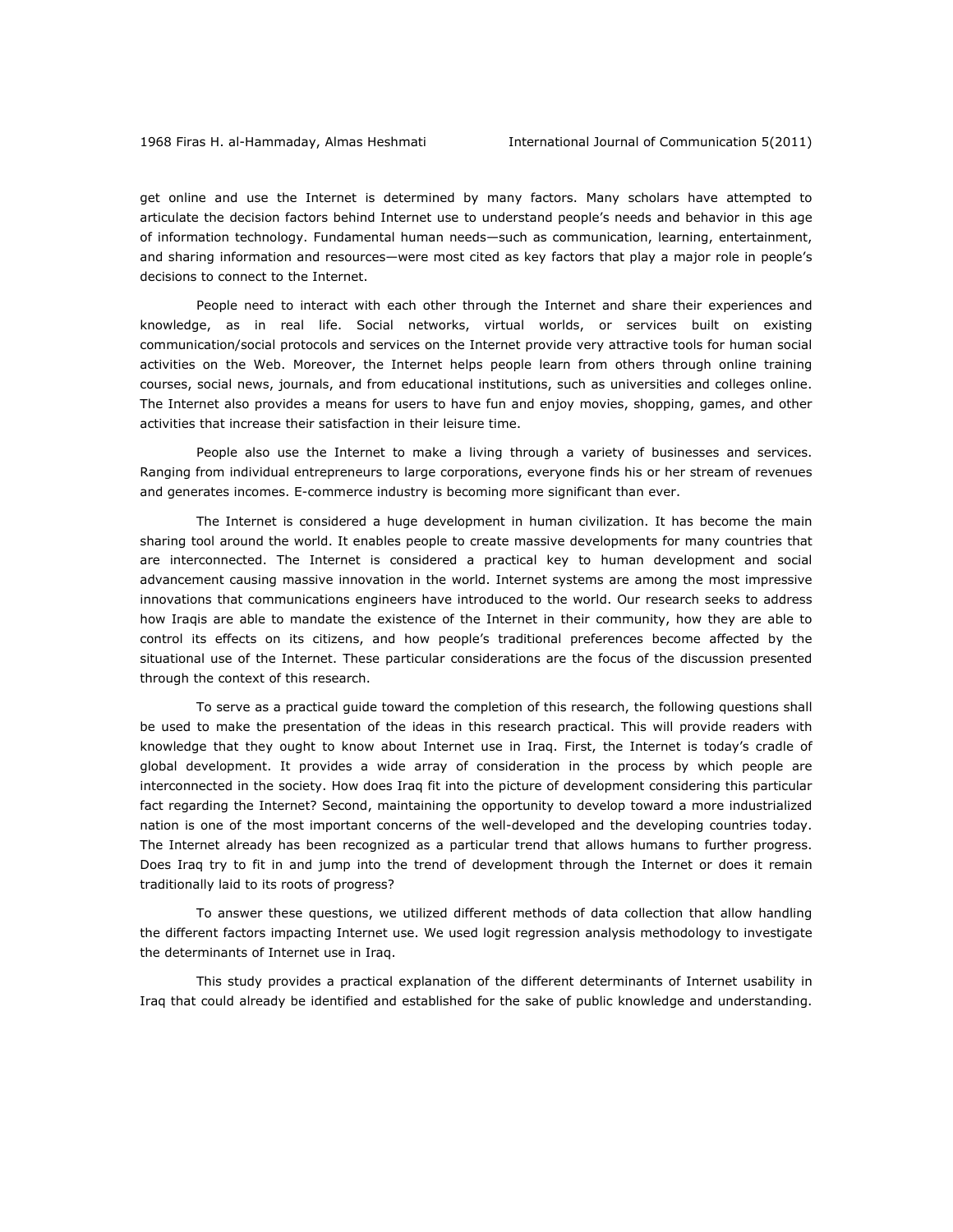get online and use the Internet is determined by many factors. Many scholars have attempted to articulate the decision factors behind Internet use to understand people's needs and behavior in this age of information technology. Fundamental human needs—such as communication, learning, entertainment, and sharing information and resources—were most cited as key factors that play a major role in people's decisions to connect to the Internet.

People need to interact with each other through the Internet and share their experiences and knowledge, as in real life. Social networks, virtual worlds, or services built on existing communication/social protocols and services on the Internet provide very attractive tools for human social activities on the Web. Moreover, the Internet helps people learn from others through online training courses, social news, journals, and from educational institutions, such as universities and colleges online. The Internet also provides a means for users to have fun and enjoy movies, shopping, games, and other activities that increase their satisfaction in their leisure time.

People also use the Internet to make a living through a variety of businesses and services. Ranging from individual entrepreneurs to large corporations, everyone finds his or her stream of revenues and generates incomes. E-commerce industry is becoming more significant than ever.

The Internet is considered a huge development in human civilization. It has become the main sharing tool around the world. It enables people to create massive developments for many countries that are interconnected. The Internet is considered a practical key to human development and social advancement causing massive innovation in the world. Internet systems are among the most impressive innovations that communications engineers have introduced to the world. Our research seeks to address how Iraqis are able to mandate the existence of the Internet in their community, how they are able to control its effects on its citizens, and how people's traditional preferences become affected by the situational use of the Internet. These particular considerations are the focus of the discussion presented through the context of this research.

To serve as a practical guide toward the completion of this research, the following questions shall be used to make the presentation of the ideas in this research practical. This will provide readers with knowledge that they ought to know about Internet use in Iraq. First, the Internet is today's cradle of global development. It provides a wide array of consideration in the process by which people are interconnected in the society. How does Iraq fit into the picture of development considering this particular fact regarding the Internet? Second, maintaining the opportunity to develop toward a more industrialized nation is one of the most important concerns of the well-developed and the developing countries today. The Internet already has been recognized as a particular trend that allows humans to further progress. Does Iraq try to fit in and jump into the trend of development through the Internet or does it remain traditionally laid to its roots of progress?

To answer these questions, we utilized different methods of data collection that allow handling the different factors impacting Internet use. We used logit regression analysis methodology to investigate the determinants of Internet use in Iraq.

This study provides a practical explanation of the different determinants of Internet usability in Iraq that could already be identified and established for the sake of public knowledge and understanding.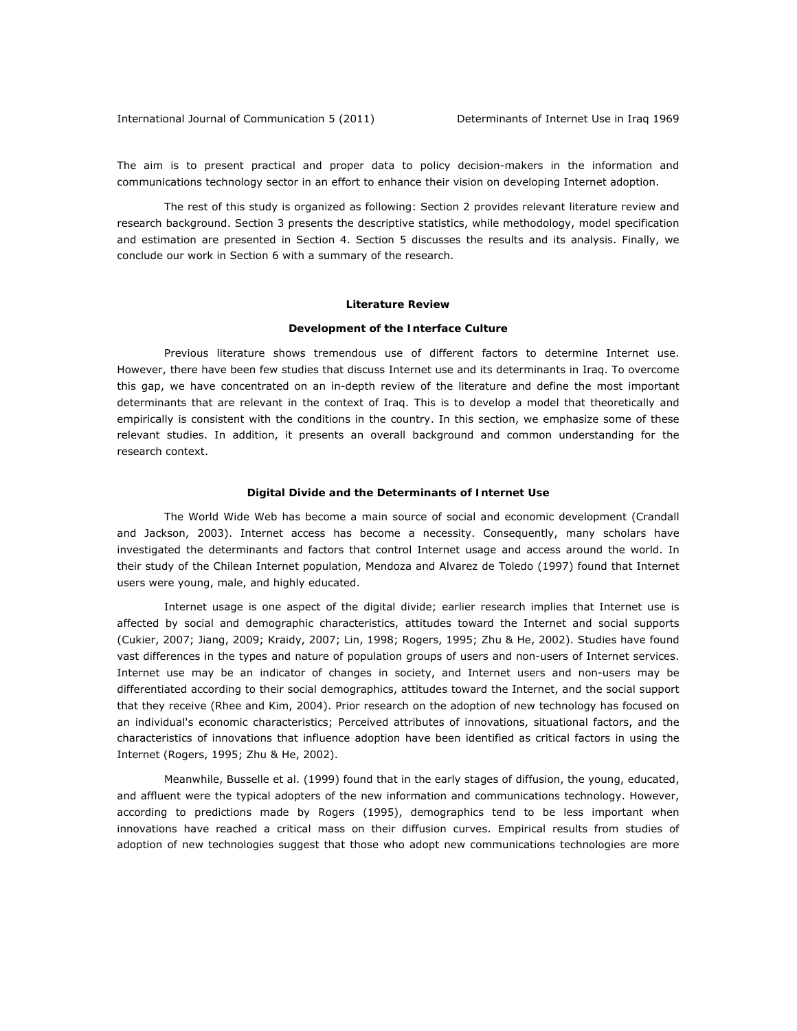The aim is to present practical and proper data to policy decision-makers in the information and communications technology sector in an effort to enhance their vision on developing Internet adoption.

The rest of this study is organized as following: Section 2 provides relevant literature review and research background. Section 3 presents the descriptive statistics, while methodology, model specification and estimation are presented in Section 4. Section 5 discusses the results and its analysis. Finally, we conclude our work in Section 6 with a summary of the research.

## Literature Review

### Development of the Interface Culture

Previous literature shows tremendous use of different factors to determine Internet use. However, there have been few studies that discuss Internet use and its determinants in Iraq. To overcome this gap, we have concentrated on an in-depth review of the literature and define the most important determinants that are relevant in the context of Iraq. This is to develop a model that theoretically and empirically is consistent with the conditions in the country. In this section, we emphasize some of these relevant studies. In addition, it presents an overall background and common understanding for the research context.

### Digital Divide and the Determinants of Internet Use

The World Wide Web has become a main source of social and economic development (Crandall and Jackson, 2003). Internet access has become a necessity. Consequently, many scholars have investigated the determinants and factors that control Internet usage and access around the world. In their study of the Chilean Internet population, Mendoza and Alvarez de Toledo (1997) found that Internet users were young, male, and highly educated.

Internet usage is one aspect of the digital divide; earlier research implies that Internet use is affected by social and demographic characteristics, attitudes toward the Internet and social supports (Cukier, 2007; Jiang, 2009; Kraidy, 2007; Lin, 1998; Rogers, 1995; Zhu & He, 2002). Studies have found vast differences in the types and nature of population groups of users and non-users of Internet services. Internet use may be an indicator of changes in society, and Internet users and non-users may be differentiated according to their social demographics, attitudes toward the Internet, and the social support that they receive (Rhee and Kim, 2004). Prior research on the adoption of new technology has focused on an individual's economic characteristics; Perceived attributes of innovations, situational factors, and the characteristics of innovations that influence adoption have been identified as critical factors in using the Internet (Rogers, 1995; Zhu & He, 2002).

Meanwhile, Busselle et al. (1999) found that in the early stages of diffusion, the young, educated, and affluent were the typical adopters of the new information and communications technology. However, according to predictions made by Rogers (1995), demographics tend to be less important when innovations have reached a critical mass on their diffusion curves. Empirical results from studies of adoption of new technologies suggest that those who adopt new communications technologies are more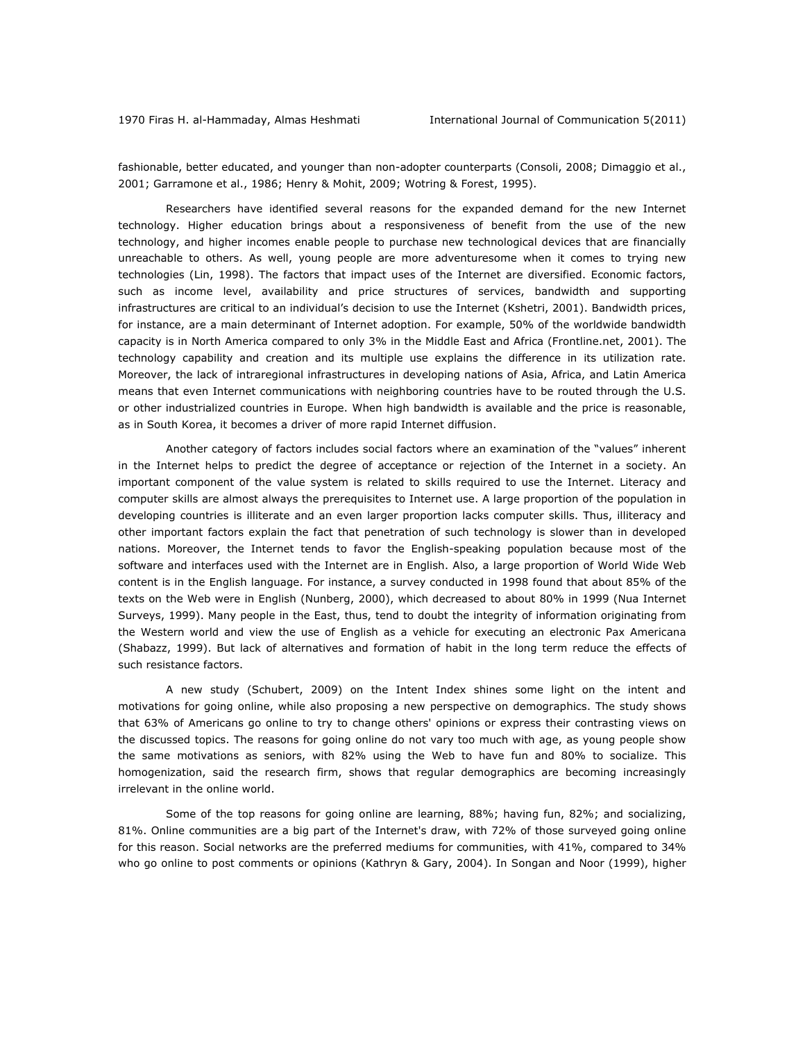fashionable, better educated, and younger than non-adopter counterparts (Consoli, 2008; Dimaggio et al., 2001; Garramone et al., 1986; Henry & Mohit, 2009; Wotring & Forest, 1995).

Researchers have identified several reasons for the expanded demand for the new Internet technology. Higher education brings about a responsiveness of benefit from the use of the new technology, and higher incomes enable people to purchase new technological devices that are financially unreachable to others. As well, young people are more adventuresome when it comes to trying new technologies (Lin, 1998). The factors that impact uses of the Internet are diversified. Economic factors, such as income level, availability and price structures of services, bandwidth and supporting infrastructures are critical to an individual's decision to use the Internet (Kshetri, 2001). Bandwidth prices, for instance, are a main determinant of Internet adoption. For example, 50% of the worldwide bandwidth capacity is in North America compared to only 3% in the Middle East and Africa (Frontline.net, 2001). The technology capability and creation and its multiple use explains the difference in its utilization rate. Moreover, the lack of intraregional infrastructures in developing nations of Asia, Africa, and Latin America means that even Internet communications with neighboring countries have to be routed through the U.S. or other industrialized countries in Europe. When high bandwidth is available and the price is reasonable, as in South Korea, it becomes a driver of more rapid Internet diffusion.

Another category of factors includes social factors where an examination of the "values" inherent in the Internet helps to predict the degree of acceptance or rejection of the Internet in a society. An important component of the value system is related to skills required to use the Internet. Literacy and computer skills are almost always the prerequisites to Internet use. A large proportion of the population in developing countries is illiterate and an even larger proportion lacks computer skills. Thus, illiteracy and other important factors explain the fact that penetration of such technology is slower than in developed nations. Moreover, the Internet tends to favor the English-speaking population because most of the software and interfaces used with the Internet are in English. Also, a large proportion of World Wide Web content is in the English language. For instance, a survey conducted in 1998 found that about 85% of the texts on the Web were in English (Nunberg, 2000), which decreased to about 80% in 1999 (Nua Internet Surveys, 1999). Many people in the East, thus, tend to doubt the integrity of information originating from the Western world and view the use of English as a vehicle for executing an electronic Pax Americana (Shabazz, 1999). But lack of alternatives and formation of habit in the long term reduce the effects of such resistance factors.

A new study (Schubert, 2009) on the Intent Index shines some light on the intent and motivations for going online, while also proposing a new perspective on demographics. The study shows that 63% of Americans go online to try to change others' opinions or express their contrasting views on the discussed topics. The reasons for going online do not vary too much with age, as young people show the same motivations as seniors, with 82% using the Web to have fun and 80% to socialize. This homogenization, said the research firm, shows that regular demographics are becoming increasingly irrelevant in the online world.

Some of the top reasons for going online are learning, 88%; having fun, 82%; and socializing, 81%. Online communities are a big part of the Internet's draw, with 72% of those surveyed going online for this reason. Social networks are the preferred mediums for communities, with 41%, compared to 34% who go online to post comments or opinions (Kathryn & Gary, 2004). In Songan and Noor (1999), higher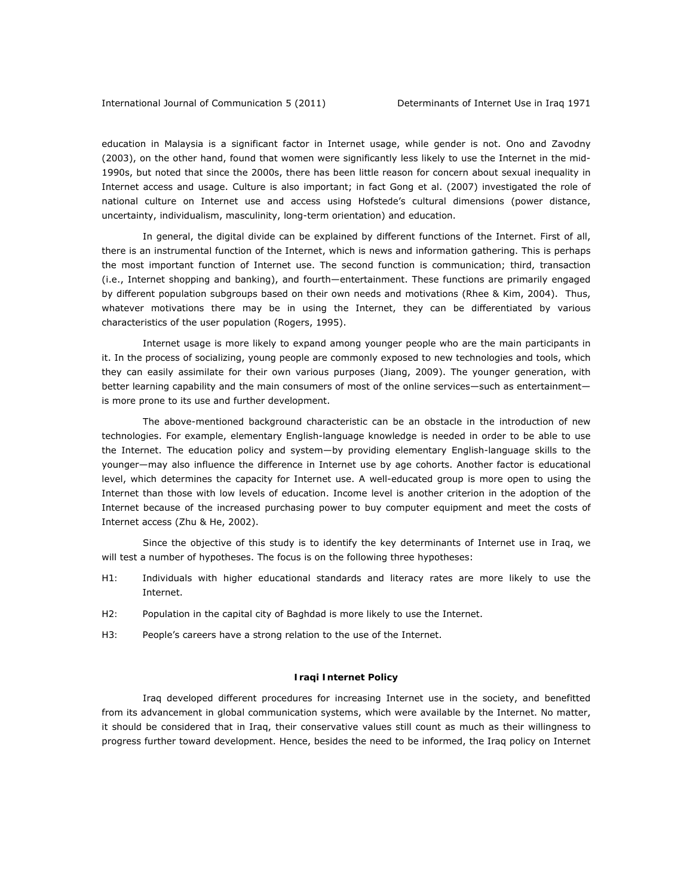education in Malaysia is a significant factor in Internet usage, while gender is not. Ono and Zavodny (2003), on the other hand, found that women were significantly less likely to use the Internet in the mid-1990s, but noted that since the 2000s, there has been little reason for concern about sexual inequality in Internet access and usage. Culture is also important; in fact Gong et al. (2007) investigated the role of national culture on Internet use and access using Hofstede's cultural dimensions (power distance, uncertainty, individualism, masculinity, long-term orientation) and education.

In general, the digital divide can be explained by different functions of the Internet. First of all, there is an instrumental function of the Internet, which is news and information gathering. This is perhaps the most important function of Internet use. The second function is communication; third, transaction (i.e., Internet shopping and banking), and fourth—entertainment. These functions are primarily engaged by different population subgroups based on their own needs and motivations (Rhee & Kim, 2004). Thus, whatever motivations there may be in using the Internet, they can be differentiated by various characteristics of the user population (Rogers, 1995).

Internet usage is more likely to expand among younger people who are the main participants in it. In the process of socializing, young people are commonly exposed to new technologies and tools, which they can easily assimilate for their own various purposes (Jiang, 2009). The younger generation, with better learning capability and the main consumers of most of the online services—such as entertainment—is more prone to its use and further development.

The above-mentioned background characteristic can be an obstacle in the introduction of new technologies. For example, elementary English-language knowledge is needed in order to be able to use the Internet. The education policy and system—by providing elementary English-language skills to the younger—may also influence the difference in Internet use by age cohorts. Another factor is educational level, which determines the capacity for Internet use. A well-educated group is more open to using the Internet than those with low levels of education. Income level is another criterion in the adoption of the Internet because of the increased purchasing power to buy computer equipment and meet the costs of Internet access (Zhu & He, 2002).

Since the objective of this study is to identify the key determinants of Internet use in Iraq, we will test a number of hypotheses. The focus is on the following three hypotheses:

H1: Individuals with higher educational standards and literacy rates are more likely to use the Internet.

H2: Population in the capital city of Baghdad is more likely to use the Internet.

H3: People's careers have a strong relation to the use of the Internet.

## Iraqi Internet Policy

Iraq developed different procedures for increasing Internet use in the society, and benefitted from its advancement in global communication systems, which were available by the Internet. No matter, it should be considered that in Iraq, their conservative values still count as much as their willingness to progress further toward development. Hence, besides the need to be informed, the Iraq policy on Internet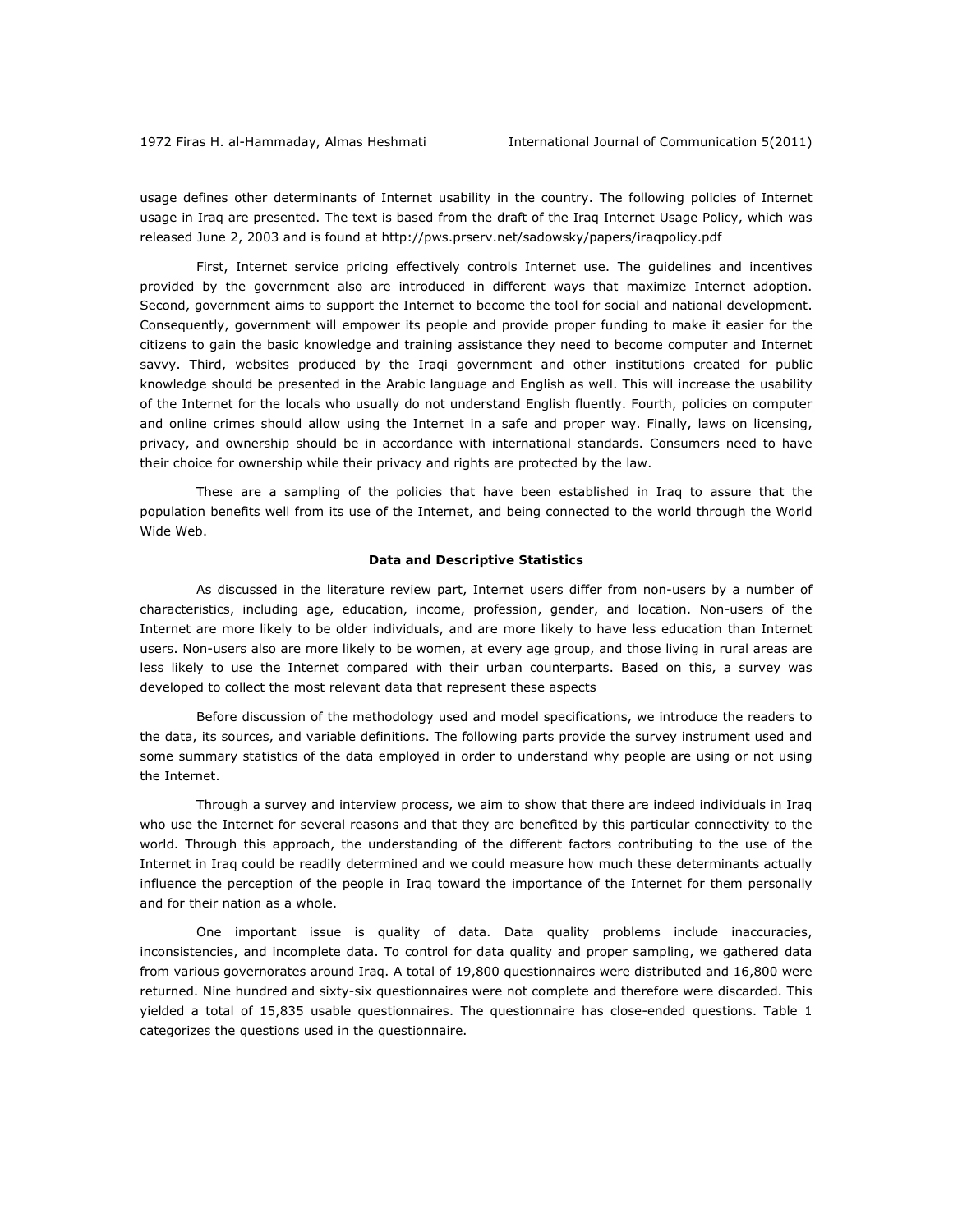usage defines other determinants of Internet usability in the country. The following policies of Internet usage in Iraq are presented. The text is based from the draft of the Iraq Internet Usage Policy, which was released June 2, 2003 and is found at http://pws.prserv.net/sadowsky/papers/iraqpolicy.pdf

First, Internet service pricing effectively controls Internet use. The guidelines and incentives provided by the government also are introduced in different ways that maximize Internet adoption. Second, government aims to support the Internet to become the tool for social and national development. Consequently, government will empower its people and provide proper funding to make it easier for the citizens to gain the basic knowledge and training assistance they need to become computer and Internet savvy. Third, websites produced by the Iraqi government and other institutions created for public knowledge should be presented in the Arabic language and English as well. This will increase the usability of the Internet for the locals who usually do not understand English fluently. Fourth, policies on computer and online crimes should allow using the Internet in a safe and proper way. Finally, laws on licensing, privacy, and ownership should be in accordance with international standards. Consumers need to have their choice for ownership while their privacy and rights are protected by the law.

These are a sampling of the policies that have been established in Iraq to assure that the population benefits well from its use of the Internet, and being connected to the world through the World Wide Web.

## Data and Descriptive Statistics

As discussed in the literature review part, Internet users differ from non-users by a number of characteristics, including age, education, income, profession, gender, and location. Non-users of the Internet are more likely to be older individuals, and are more likely to have less education than Internet users. Non-users also are more likely to be women, at every age group, and those living in rural areas are less likely to use the Internet compared with their urban counterparts. Based on this, a survey was developed to collect the most relevant data that represent these aspects

Before discussion of the methodology used and model specifications, we introduce the readers to the data, its sources, and variable definitions. The following parts provide the survey instrument used and some summary statistics of the data employed in order to understand why people are using or not using the Internet.

Through a survey and interview process, we aim to show that there are indeed individuals in Iraq who use the Internet for several reasons and that they are benefited by this particular connectivity to the world. Through this approach, the understanding of the different factors contributing to the use of the Internet in Iraq could be readily determined and we could measure how much these determinants actually influence the perception of the people in Iraq toward the importance of the Internet for them personally and for their nation as a whole.

One important issue is quality of data. Data quality problems include inaccuracies, inconsistencies, and incomplete data. To control for data quality and proper sampling, we gathered data from various governorates around Iraq. A total of 19,800 questionnaires were distributed and 16,800 were returned. Nine hundred and sixty-six questionnaires were not complete and therefore were discarded. This yielded a total of 15,835 usable questionnaires. The questionnaire has close-ended questions. Table 1 categorizes the questions used in the questionnaire.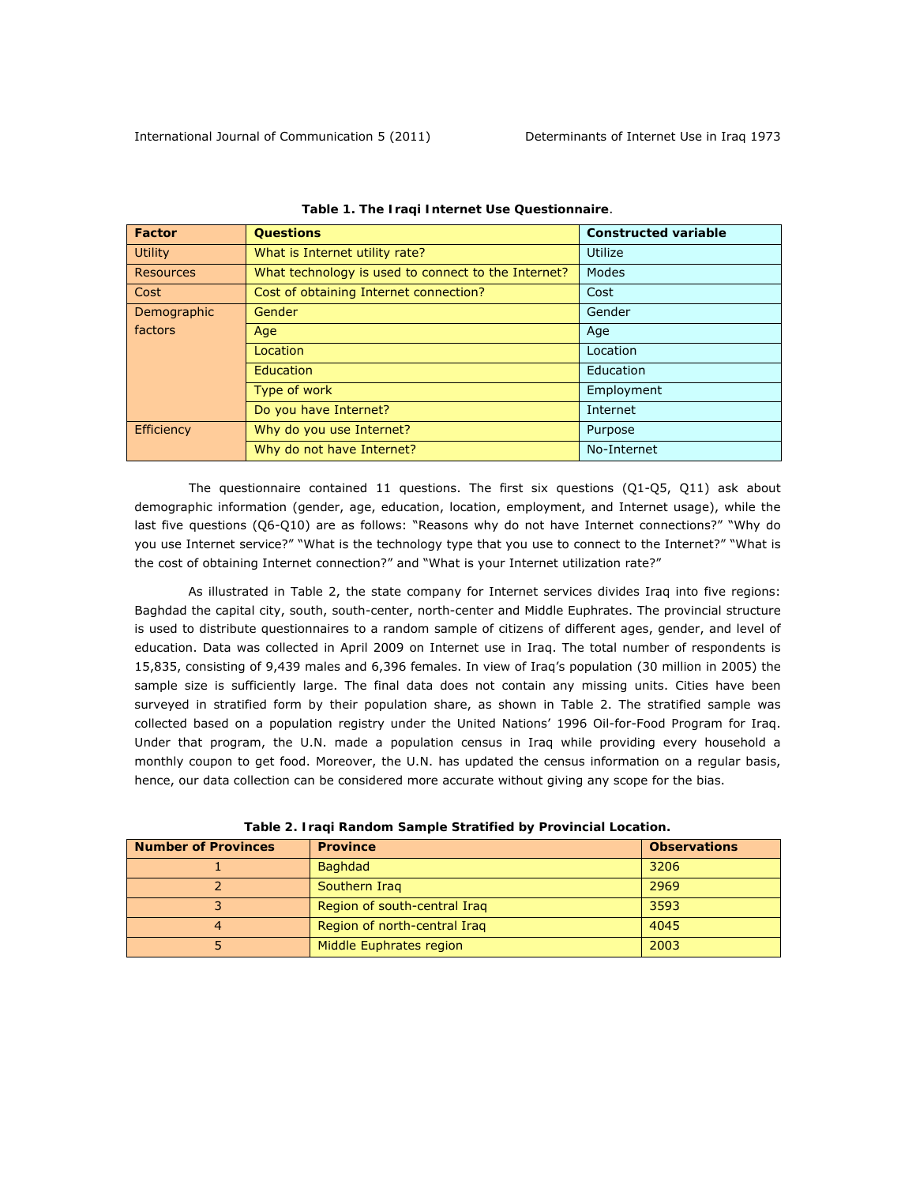**Table 1. The Iraqi Internet Use Questionnaire**.

| Factor | Questions | Constructed variable |
|---|---|---|
| Utility | What is Internet utility rate? | Utilize |
| Resources | What technology is used to connect to the Internet? | Modes |
| Cost | Cost of obtaining Internet connection? | Cost |
| Demographic factors | Gender | Gender |
| | Age | Age |
| | Location | Location |
| | Education | Education |
| | Type of work | Employment |
| | Do you have Internet? | Internet |
| Efficiency | Why do you use Internet? | Purpose |
| | Why do not have Internet? | No-Internet |

The questionnaire contained 11 questions. The first six questions (Q1-Q5, Q11) ask about demographic information (gender, age, education, location, employment, and Internet usage), while the last five questions (Q6-Q10) are as follows: "Reasons why do not have Internet connections?" "Why do you use Internet service?" "What is the technology type that you use to connect to the Internet?" "What is the cost of obtaining Internet connection?" and "What is your Internet utilization rate?"

As illustrated in Table 2, the state company for Internet services divides Iraq into five regions: Baghdad the capital city, south, south-center, north-center and Middle Euphrates. The provincial structure is used to distribute questionnaires to a random sample of citizens of different ages, gender, and level of education. Data was collected in April 2009 on Internet use in Iraq. The total number of respondents is 15,835, consisting of 9,439 males and 6,396 females. In view of Iraq's population (30 million in 2005) the sample size is sufficiently large. The final data does not contain any missing units. Cities have been surveyed in stratified form by their population share, as shown in Table 2. The stratified sample was collected based on a population registry under the United Nations' 1996 Oil-for-Food Program for Iraq. Under that program, the U.N. made a population census in Iraq while providing every household a monthly coupon to get food. Moreover, the U.N. has updated the census information on a regular basis, hence, our data collection can be considered more accurate without giving any scope for the bias.

**Table 2. Iraqi Random Sample Stratified by Provincial Location.**

| Number of Provinces | Province | Observations |
|---|---|---|
| 1 | Baghdad | 3206 |
| 2 | Southern Iraq | 2969 |
| 3 | Region of south-central Iraq | 3593 |
| 4 | Region of north-central Iraq | 4045 |
| 5 | Middle Euphrates region | 2003 |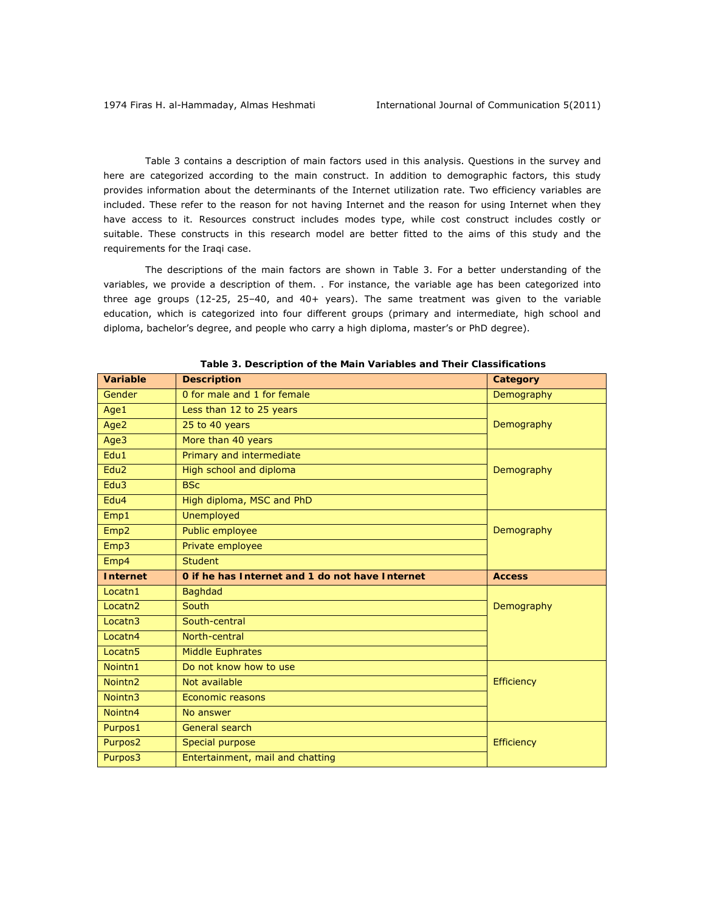Table 3 contains a description of main factors used in this analysis. Questions in the survey and here are categorized according to the main construct. In addition to demographic factors, this study provides information about the determinants of the Internet utilization rate. Two efficiency variables are included. These refer to the reason for not having Internet and the reason for using Internet when they have access to it. Resources construct includes modes type, while cost construct includes costly or suitable. These constructs in this research model are better fitted to the aims of this study and the requirements for the Iraqi case.

The descriptions of the main factors are shown in Table 3. For a better understanding of the variables, we provide a description of them. . For instance, the variable age has been categorized into three age groups (12-25, 25–40, and 40+ years). The same treatment was given to the variable education, which is categorized into four different groups (primary and intermediate, high school and diploma, bachelor's degree, and people who carry a high diploma, master's or PhD degree).

**Table 3. Description of the Main Variables and Their Classifications**

| Variable | Description | Category |
|---|---|---|
| Gender | 0 for male and 1 for female | Demography |
| Age1 | Less than 12 to 25 years | Demography |
| Age2 | 25 to 40 years | |
| Age3 | More than 40 years | |
| Edu1 | Primary and intermediate | Demography |
| Edu2 | High school and diploma | |
| Edu3 | BSc | |
| Edu4 | High diploma, MSC and PhD | |
| Emp1 | Unemployed | Demography |
| Emp2 | Public employee | |
| Emp3 | Private employee | |
| Emp4 | Student | |
| **Internet** | **0 if he has Internet and 1 do not have Internet** | **Access** |
| Locatn1 | Baghdad | Demography |
| Locatn2 | South | |
| Locatn3 | South-central | |
| Locatn4 | North-central | |
| Locatn5 | Middle Euphrates | |
| Nointn1 | Do not know how to use | Efficiency |
| Nointn2 | Not available | |
| Nointn3 | Economic reasons | |
| Nointn4 | No answer | |
| Purpos1 | General search | Efficiency |
| Purpos2 | Special purpose | |
| Purpos3 | Entertainment, mail and chatting | |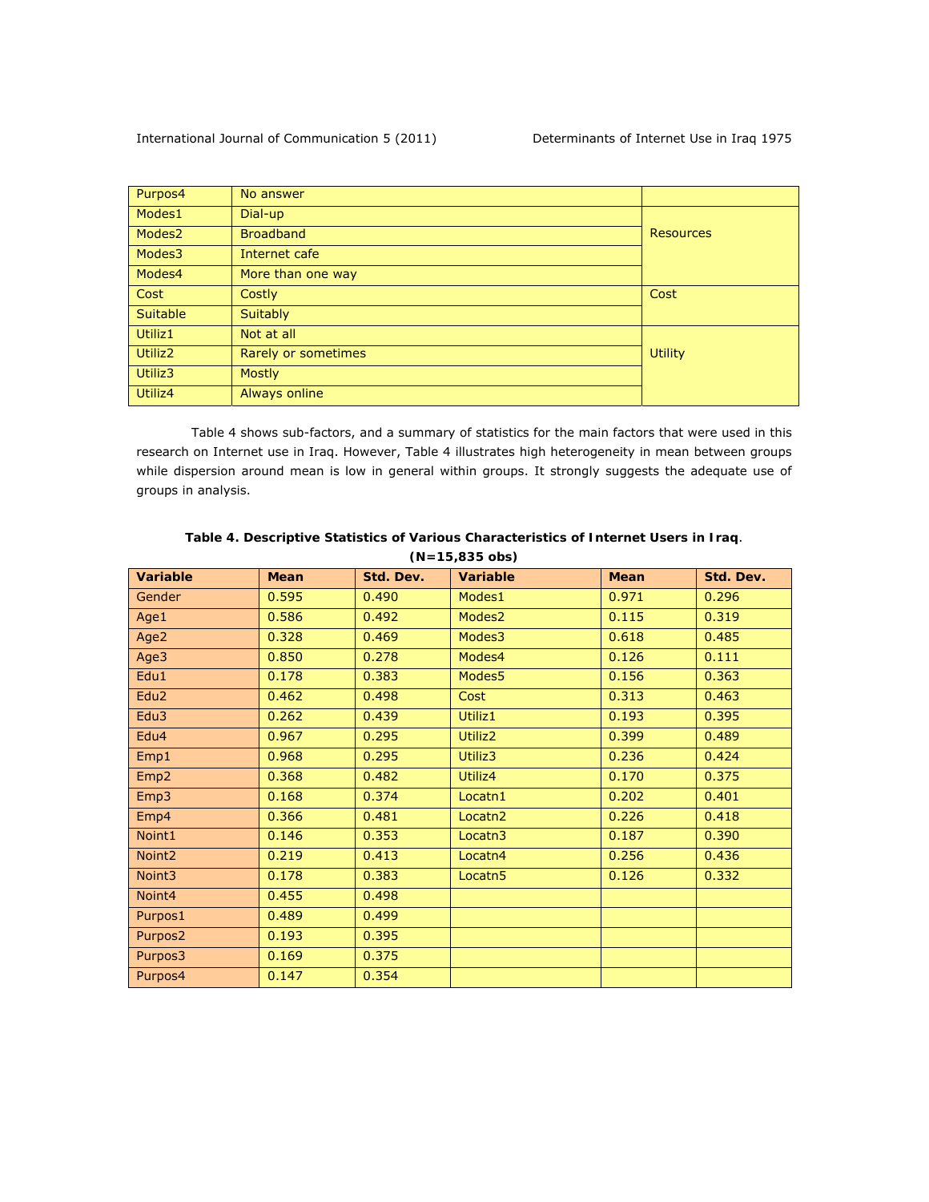| | | |
|---|---|---|
| Purpos4 | No answer | |
| Modes1 | Dial-up | Resources |
| Modes2 | Broadband | |
| Modes3 | Internet cafe | |
| Modes4 | More than one way | |
| Cost | Costly | Cost |
| Suitable | Suitably | |
| Utiliz1 | Not at all | Utility |
| Utiliz2 | Rarely or sometimes | |
| Utiliz3 | Mostly | |
| Utiliz4 | Always online | |

Table 4 shows sub-factors, and a summary of statistics for the main factors that were used in this research on Internet use in Iraq. However, Table 4 illustrates high heterogeneity in mean between groups while dispersion around mean is low in general within groups. It strongly suggests the adequate use of groups in analysis.

**Table 4. Descriptive Statistics of Various Characteristics of Internet Users in Iraq.**
**(N=15,835 obs)**

| Variable | Mean | Std. Dev. | Variable | Mean | Std. Dev. |
|---|---|---|---|---|---|
| Gender | 0.595 | 0.490 | Modes1 | 0.971 | 0.296 |
| Age1 | 0.586 | 0.492 | Modes2 | 0.115 | 0.319 |
| Age2 | 0.328 | 0.469 | Modes3 | 0.618 | 0.485 |
| Age3 | 0.850 | 0.278 | Modes4 | 0.126 | 0.111 |
| Edu1 | 0.178 | 0.383 | Modes5 | 0.156 | 0.363 |
| Edu2 | 0.462 | 0.498 | Cost | 0.313 | 0.463 |
| Edu3 | 0.262 | 0.439 | Utiliz1 | 0.193 | 0.395 |
| Edu4 | 0.967 | 0.295 | Utiliz2 | 0.399 | 0.489 |
| Emp1 | 0.968 | 0.295 | Utiliz3 | 0.236 | 0.424 |
| Emp2 | 0.368 | 0.482 | Utiliz4 | 0.170 | 0.375 |
| Emp3 | 0.168 | 0.374 | Locatn1 | 0.202 | 0.401 |
| Emp4 | 0.366 | 0.481 | Locatn2 | 0.226 | 0.418 |
| Noint1 | 0.146 | 0.353 | Locatn3 | 0.187 | 0.390 |
| Noint2 | 0.219 | 0.413 | Locatn4 | 0.256 | 0.436 |
| Noint3 | 0.178 | 0.383 | Locatn5 | 0.126 | 0.332 |
| Noint4 | 0.455 | 0.498 | | | |
| Purpos1 | 0.489 | 0.499 | | | |
| Purpos2 | 0.193 | 0.395 | | | |
| Purpos3 | 0.169 | 0.375 | | | |
| Purpos4 | 0.147 | 0.354 | | | |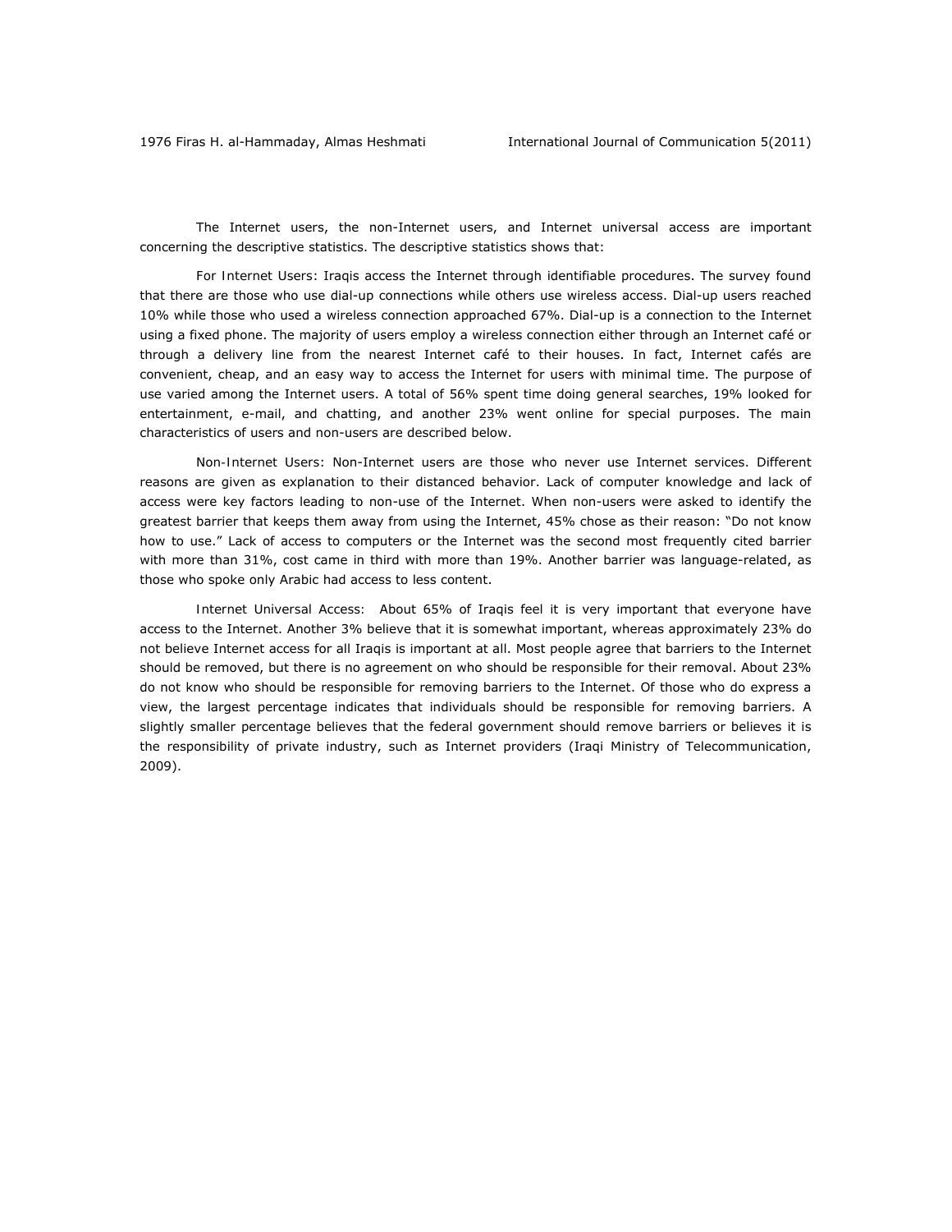The Internet users, the non-Internet users, and Internet universal access are important concerning the descriptive statistics. The descriptive statistics shows that:

For Internet Users: Iraqis access the Internet through identifiable procedures. The survey found that there are those who use dial-up connections while others use wireless access. Dial-up users reached 10% while those who used a wireless connection approached 67%. Dial-up is a connection to the Internet using a fixed phone. The majority of users employ a wireless connection either through an Internet café or through a delivery line from the nearest Internet café to their houses. In fact, Internet cafés are convenient, cheap, and an easy way to access the Internet for users with minimal time. The purpose of use varied among the Internet users. A total of 56% spent time doing general searches, 19% looked for entertainment, e-mail, and chatting, and another 23% went online for special purposes. The main characteristics of users and non-users are described below.

Non-Internet Users: Non-Internet users are those who never use Internet services. Different reasons are given as explanation to their distanced behavior. Lack of computer knowledge and lack of access were key factors leading to non-use of the Internet. When non-users were asked to identify the greatest barrier that keeps them away from using the Internet, 45% chose as their reason: "Do not know how to use." Lack of access to computers or the Internet was the second most frequently cited barrier with more than 31%, cost came in third with more than 19%. Another barrier was language-related, as those who spoke only Arabic had access to less content.

Internet Universal Access: About 65% of Iraqis feel it is very important that everyone have access to the Internet. Another 3% believe that it is somewhat important, whereas approximately 23% do not believe Internet access for all Iraqis is important at all. Most people agree that barriers to the Internet should be removed, but there is no agreement on who should be responsible for their removal. About 23% do not know who should be responsible for removing barriers to the Internet. Of those who do express a view, the largest percentage indicates that individuals should be responsible for removing barriers. A slightly smaller percentage believes that the federal government should remove barriers or believes it is the responsibility of private industry, such as Internet providers (Iraqi Ministry of Telecommunication, 2009).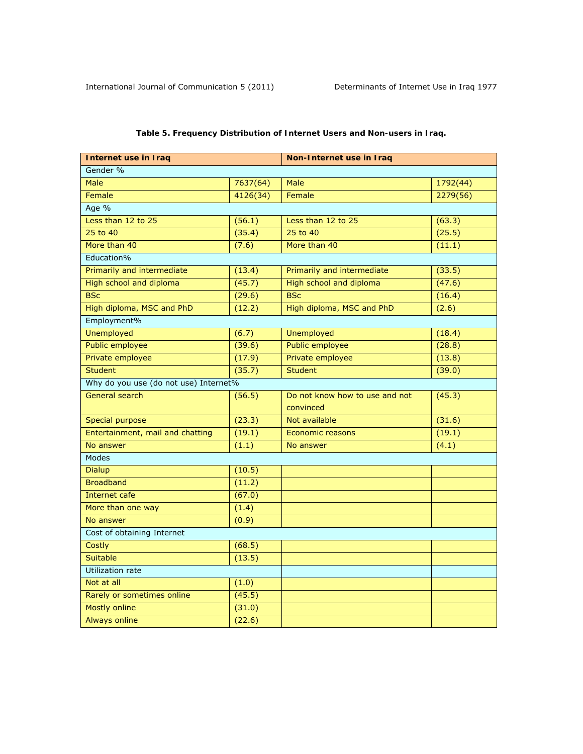**Table 5. Frequency Distribution of Internet Users and Non-users in Iraq.**

| Internet use in Iraq | | Non-Internet use in Iraq | |
|---|---|---|---|
| Gender % | | | |
| Male | 7637(64) | Male | 1792(44) |
| Female | 4126(34) | Female | 2279(56) |
| Age % | | | |
| Less than 12 to 25 | (56.1) | Less than 12 to 25 | (63.3) |
| 25 to 40 | (35.4) | 25 to 40 | (25.5) |
| More than 40 | (7.6) | More than 40 | (11.1) |
| Education% | | | |
| Primarily and intermediate | (13.4) | Primarily and intermediate | (33.5) |
| High school and diploma | (45.7) | High school and diploma | (47.6) |
| BSc | (29.6) | BSc | (16.4) |
| High diploma, MSC and PhD | (12.2) | High diploma, MSC and PhD | (2.6) |
| Employment% | | | |
| Unemployed | (6.7) | Unemployed | (18.4) |
| Public employee | (39.6) | Public employee | (28.8) |
| Private employee | (17.9) | Private employee | (13.8) |
| Student | (35.7) | Student | (39.0) |
| Why do you use (do not use) Internet% | | | |
| General search | (56.5) | Do not know how to use and not convinced | (45.3) |
| Special purpose | (23.3) | Not available | (31.6) |
| Entertainment, mail and chatting | (19.1) | Economic reasons | (19.1) |
| No answer | (1.1) | No answer | (4.1) |
| Modes | | | |
| Dialup | (10.5) | | |
| Broadband | (11.2) | | |
| Internet cafe | (67.0) | | |
| More than one way | (1.4) | | |
| No answer | (0.9) | | |
| Cost of obtaining Internet | | | |
| Costly | (68.5) | | |
| Suitable | (13.5) | | |
| Utilization rate | | | |
| Not at all | (1.0) | | |
| Rarely or sometimes online | (45.5) | | |
| Mostly online | (31.0) | | |
| Always online | (22.6) | | |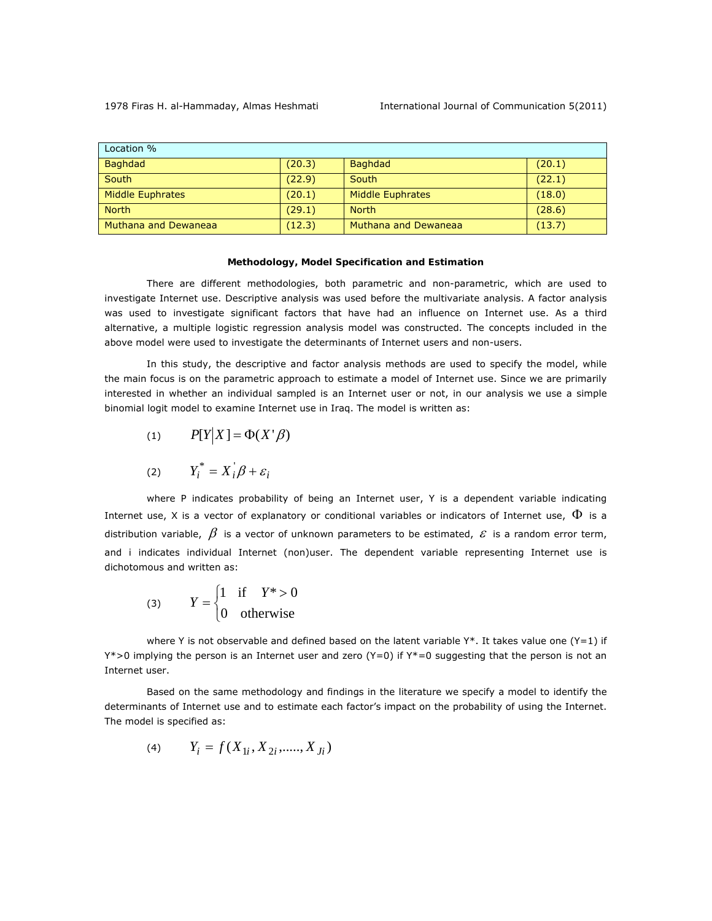| Location % | | | |
|---|---|---|---|
| Baghdad | (20.3) | Baghdad | (20.1) |
| South | (22.9) | South | (22.1) |
| Middle Euphrates | (20.1) | Middle Euphrates | (18.0) |
| North | (29.1) | North | (28.6) |
| Muthana and Dewaneaa | (12.3) | Muthana and Dewaneaa | (13.7) |

**Methodology, Model Specification and Estimation**

There are different methodologies, both parametric and non-parametric, which are used to investigate Internet use. Descriptive analysis was used before the multivariate analysis. A factor analysis was used to investigate significant factors that have had an influence on Internet use. As a third alternative, a multiple logistic regression analysis model was constructed. The concepts included in the above model were used to investigate the determinants of Internet users and non-users.

In this study, the descriptive and factor analysis methods are used to specify the model, while the main focus is on the parametric approach to estimate a model of Internet use. Since we are primarily interested in whether an individual sampled is an Internet user or not, in our analysis we use a simple binomial logit model to examine Internet use in Iraq. The model is written as:

$$(1) \qquad P[Y|X] = \Phi(X'\beta)$$

$$(2) \qquad Y_i^* = X_i'\beta + \varepsilon_i$$

where P indicates probability of being an Internet user, Y is a dependent variable indicating Internet use, X is a vector of explanatory or conditional variables or indicators of Internet use, $\Phi$ is a distribution variable, $\beta$ is a vector of unknown parameters to be estimated, $\varepsilon$ is a random error term, and i indicates individual Internet (non)user. The dependent variable representing Internet use is dichotomous and written as:

$$(3) \qquad Y = \begin{cases} 1 & \text{if} \quad Y^* > 0 \\ 0 & \text{otherwise} \end{cases}$$

where Y is not observable and defined based on the latent variable Y*. It takes value one (Y=1) if Y*>0 implying the person is an Internet user and zero (Y=0) if Y*=0 suggesting that the person is not an Internet user.

Based on the same methodology and findings in the literature we specify a model to identify the determinants of Internet use and to estimate each factor's impact on the probability of using the Internet. The model is specified as:

$$(4) \qquad Y_i = f(X_{1i}, X_{2i}, \ldots\ldots, X_{Ji})$$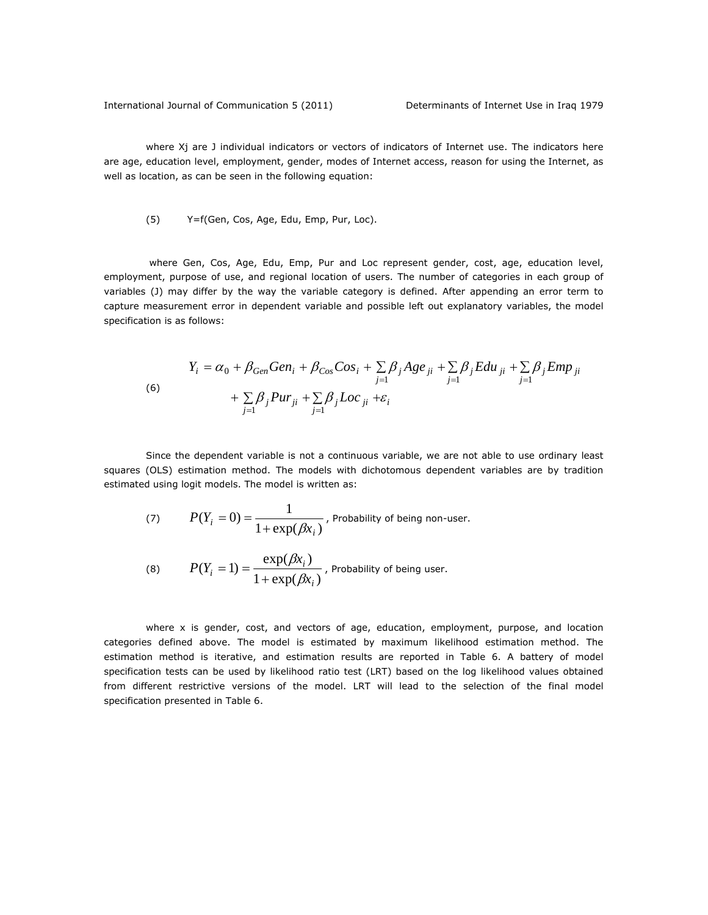where Xj are J individual indicators or vectors of indicators of Internet use. The indicators here are age, education level, employment, gender, modes of Internet access, reason for using the Internet, as well as location, as can be seen in the following equation:

(5) Y=f(Gen, Cos, Age, Edu, Emp, Pur, Loc).

where Gen, Cos, Age, Edu, Emp, Pur and Loc represent gender, cost, age, education level, employment, purpose of use, and regional location of users. The number of categories in each group of variables (J) may differ by the way the variable category is defined. After appending an error term to capture measurement error in dependent variable and possible left out explanatory variables, the model specification is as follows:

$$
(6) \quad \begin{aligned} Y_i = \alpha_0 + \beta_{Gen} Gen_i + \beta_{Cos} Cos_i + \sum_{j=1} \beta_j Age_{ji} + \sum_{j=1} \beta_j Edu_{ji} + \sum_{j=1} \beta_j Emp_{ji} \\ + \sum_{j=1} \beta_j Pur_{ji} + \sum_{j=1} \beta_j Loc_{ji} + \varepsilon_i \end{aligned}
$$

Since the dependent variable is not a continuous variable, we are not able to use ordinary least squares (OLS) estimation method. The models with dichotomous dependent variables are by tradition estimated using logit models. The model is written as:

(7) $P(Y_i = 0) = \dfrac{1}{1 + \exp(\beta x_i)}$, Probability of being non-user.

(8) $P(Y_i = 1) = \dfrac{\exp(\beta x_i)}{1 + \exp(\beta x_i)}$, Probability of being user.

where x is gender, cost, and vectors of age, education, employment, purpose, and location categories defined above. The model is estimated by maximum likelihood estimation method. The estimation method is iterative, and estimation results are reported in Table 6. A battery of model specification tests can be used by likelihood ratio test (LRT) based on the log likelihood values obtained from different restrictive versions of the model. LRT will lead to the selection of the final model specification presented in Table 6.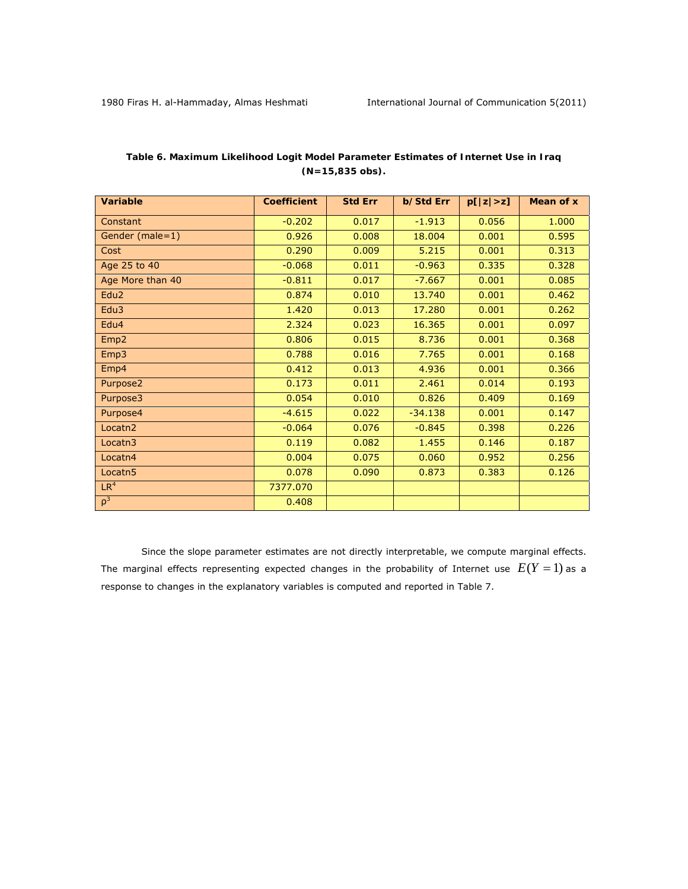**Table 6. Maximum Likelihood Logit Model Parameter Estimates of Internet Use in Iraq (N=15,835 obs).**

| Variable | Coefficient | Std Err | b/Std Err | p[\|z\|>z] | Mean of x |
|---|---|---|---|---|---|
| Constant | -0.202 | 0.017 | -1.913 | 0.056 | 1.000 |
| Gender (male=1) | 0.926 | 0.008 | 18.004 | 0.001 | 0.595 |
| Cost | 0.290 | 0.009 | 5.215 | 0.001 | 0.313 |
| Age 25 to 40 | -0.068 | 0.011 | -0.963 | 0.335 | 0.328 |
| Age More than 40 | -0.811 | 0.017 | -7.667 | 0.001 | 0.085 |
| Edu2 | 0.874 | 0.010 | 13.740 | 0.001 | 0.462 |
| Edu3 | 1.420 | 0.013 | 17.280 | 0.001 | 0.262 |
| Edu4 | 2.324 | 0.023 | 16.365 | 0.001 | 0.097 |
| Emp2 | 0.806 | 0.015 | 8.736 | 0.001 | 0.368 |
| Emp3 | 0.788 | 0.016 | 7.765 | 0.001 | 0.168 |
| Emp4 | 0.412 | 0.013 | 4.936 | 0.001 | 0.366 |
| Purpose2 | 0.173 | 0.011 | 2.461 | 0.014 | 0.193 |
| Purpose3 | 0.054 | 0.010 | 0.826 | 0.409 | 0.169 |
| Purpose4 | -4.615 | 0.022 | -34.138 | 0.001 | 0.147 |
| Locatn2 | -0.064 | 0.076 | -0.845 | 0.398 | 0.226 |
| Locatn3 | 0.119 | 0.082 | 1.455 | 0.146 | 0.187 |
| Locatn4 | 0.004 | 0.075 | 0.060 | 0.952 | 0.256 |
| Locatn5 | 0.078 | 0.090 | 0.873 | 0.383 | 0.126 |
| LR[4] | 7377.070 | | | | |
| ρ[3] | 0.408 | | | | |

Since the slope parameter estimates are not directly interpretable, we compute marginal effects. The marginal effects representing expected changes in the probability of Internet use $E(Y=1)$ as a response to changes in the explanatory variables is computed and reported in Table 7.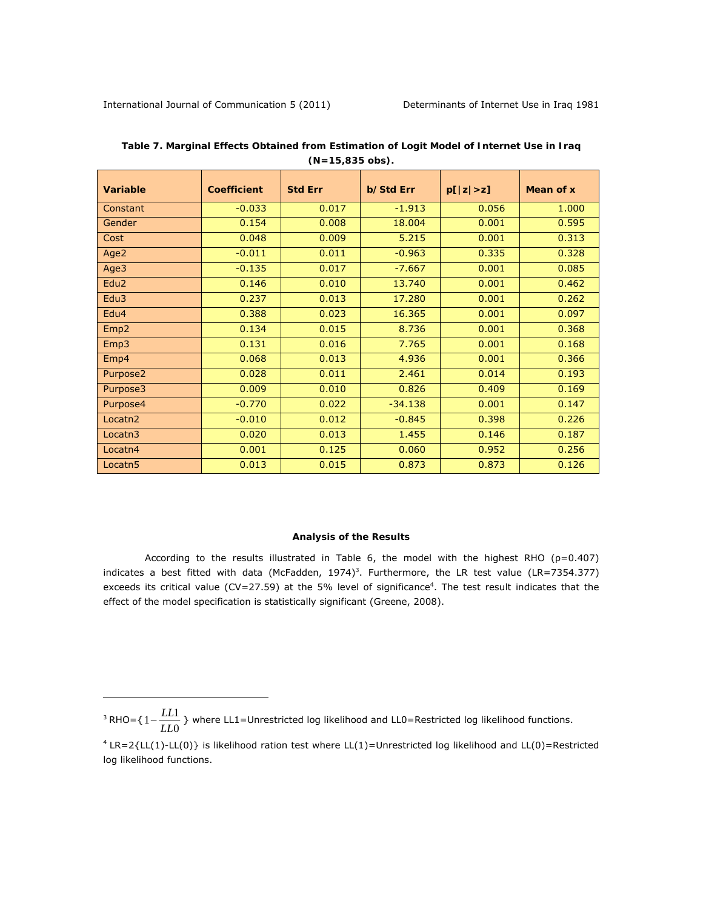**Table 7. Marginal Effects Obtained from Estimation of Logit Model of Internet Use in Iraq (N=15,835 obs).**

| Variable | Coefficient | Std Err | b/Std Err | p[\|z\|>z] | Mean of x |
|---|---|---|---|---|---|
| Constant | -0.033 | 0.017 | -1.913 | 0.056 | 1.000 |
| Gender | 0.154 | 0.008 | 18.004 | 0.001 | 0.595 |
| Cost | 0.048 | 0.009 | 5.215 | 0.001 | 0.313 |
| Age2 | -0.011 | 0.011 | -0.963 | 0.335 | 0.328 |
| Age3 | -0.135 | 0.017 | -7.667 | 0.001 | 0.085 |
| Edu2 | 0.146 | 0.010 | 13.740 | 0.001 | 0.462 |
| Edu3 | 0.237 | 0.013 | 17.280 | 0.001 | 0.262 |
| Edu4 | 0.388 | 0.023 | 16.365 | 0.001 | 0.097 |
| Emp2 | 0.134 | 0.015 | 8.736 | 0.001 | 0.368 |
| Emp3 | 0.131 | 0.016 | 7.765 | 0.001 | 0.168 |
| Emp4 | 0.068 | 0.013 | 4.936 | 0.001 | 0.366 |
| Purpose2 | 0.028 | 0.011 | 2.461 | 0.014 | 0.193 |
| Purpose3 | 0.009 | 0.010 | 0.826 | 0.409 | 0.169 |
| Purpose4 | -0.770 | 0.022 | -34.138 | 0.001 | 0.147 |
| Locatn2 | -0.010 | 0.012 | -0.845 | 0.398 | 0.226 |
| Locatn3 | 0.020 | 0.013 | 1.455 | 0.146 | 0.187 |
| Locatn4 | 0.001 | 0.125 | 0.060 | 0.952 | 0.256 |
| Locatn5 | 0.013 | 0.015 | 0.873 | 0.873 | 0.126 |

### Analysis of the Results

According to the results illustrated in Table 6, the model with the highest RHO (ρ=0.407) indicates a best fitted with data (McFadden, 1974)[3]. Furthermore, the LR test value (LR=7354.377) exceeds its critical value (CV=27.59) at the 5% level of significance[4]. The test result indicates that the effect of the model specification is statistically significant (Greene, 2008).

---

[3] RHO=$\{1-\frac{LL1}{LL0}\}$ where LL1=Unrestricted log likelihood and LL0=Restricted log likelihood functions.

[4] LR=2{LL(1)-LL(0)} is likelihood ration test where LL(1)=Unrestricted log likelihood and LL(0)=Restricted log likelihood functions.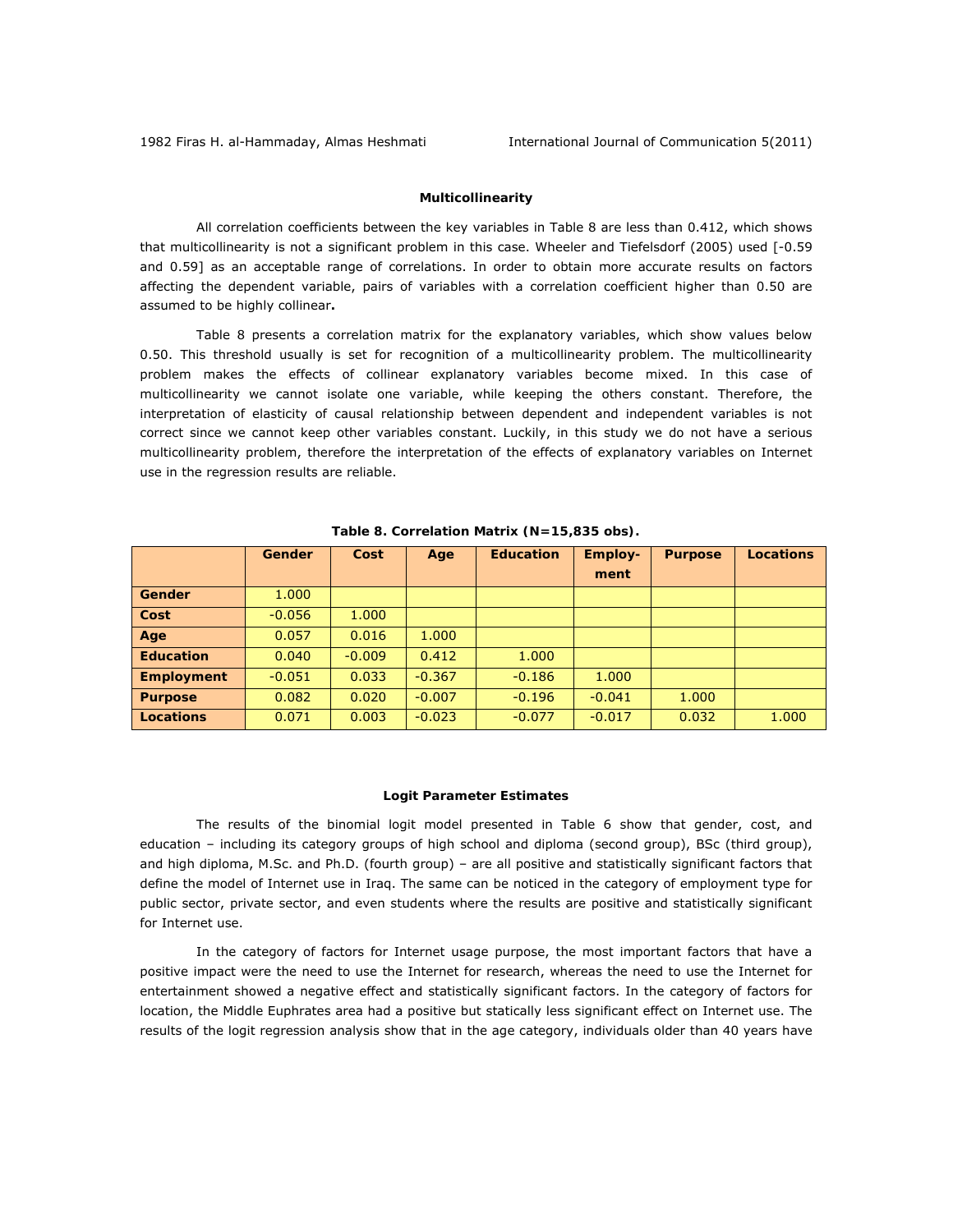### Multicollinearity

All correlation coefficients between the key variables in Table 8 are less than 0.412, which shows that multicollinearity is not a significant problem in this case. Wheeler and Tiefelsdorf (2005) used [-0.59 and 0.59] as an acceptable range of correlations. In order to obtain more accurate results on factors affecting the dependent variable, pairs of variables with a correlation coefficient higher than 0.50 are assumed to be highly collinear**.**

Table 8 presents a correlation matrix for the explanatory variables, which show values below 0.50. This threshold usually is set for recognition of a multicollinearity problem. The multicollinearity problem makes the effects of collinear explanatory variables become mixed. In this case of multicollinearity we cannot isolate one variable, while keeping the others constant. Therefore, the interpretation of elasticity of causal relationship between dependent and independent variables is not correct since we cannot keep other variables constant. Luckily, in this study we do not have a serious multicollinearity problem, therefore the interpretation of the effects of explanatory variables on Internet use in the regression results are reliable.

**Table 8. Correlation Matrix (N=15,835 obs).**

| | Gender | Cost | Age | Education | Employment | Purpose | Locations |
|---|---|---|---|---|---|---|---|
| **Gender** | 1.000 | | | | | | |
| **Cost** | -0.056 | 1.000 | | | | | |
| **Age** | 0.057 | 0.016 | 1.000 | | | | |
| **Education** | 0.040 | -0.009 | 0.412 | 1.000 | | | |
| **Employment** | -0.051 | 0.033 | -0.367 | -0.186 | 1.000 | | |
| **Purpose** | 0.082 | 0.020 | -0.007 | -0.196 | -0.041 | 1.000 | |
| **Locations** | 0.071 | 0.003 | -0.023 | -0.077 | -0.017 | 0.032 | 1.000 |

### Logit Parameter Estimates

The results of the binomial logit model presented in Table 6 show that gender, cost, and education – including its category groups of high school and diploma (second group), BSc (third group), and high diploma, M.Sc. and Ph.D. (fourth group) – are all positive and statistically significant factors that define the model of Internet use in Iraq. The same can be noticed in the category of employment type for public sector, private sector, and even students where the results are positive and statistically significant for Internet use.

In the category of factors for Internet usage purpose, the most important factors that have a positive impact were the need to use the Internet for research, whereas the need to use the Internet for entertainment showed a negative effect and statistically significant factors. In the category of factors for location, the Middle Euphrates area had a positive but statically less significant effect on Internet use. The results of the logit regression analysis show that in the age category, individuals older than 40 years have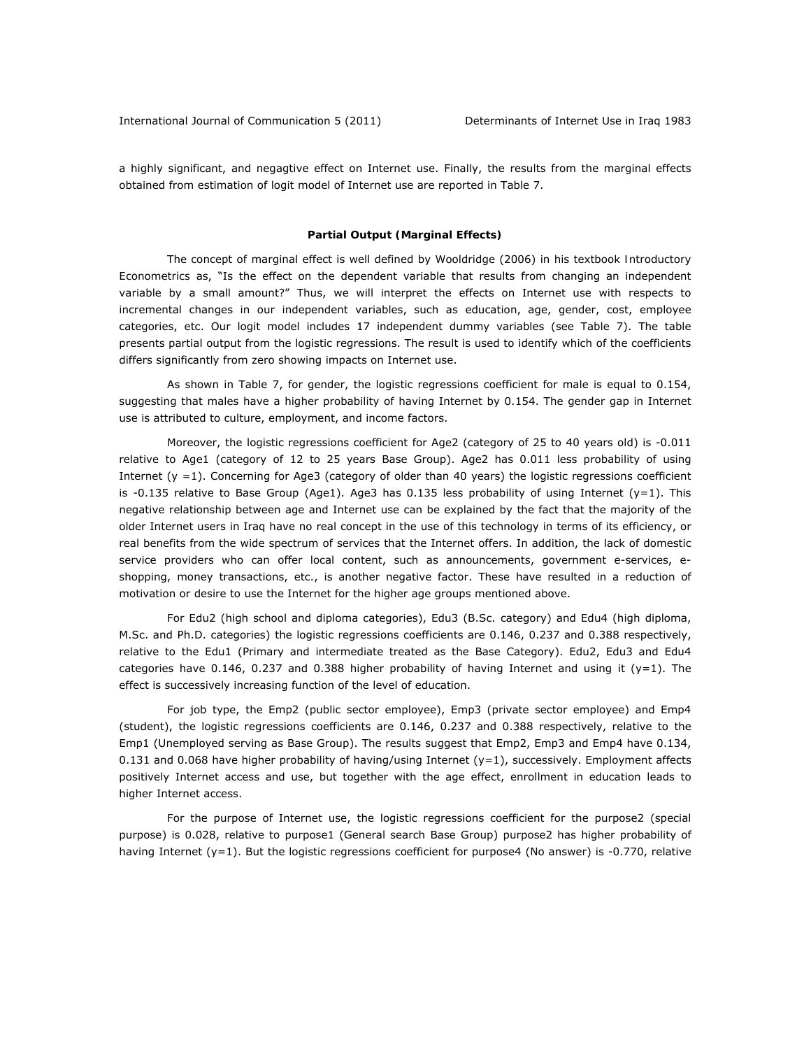a highly significant, and negagtive effect on Internet use. Finally, the results from the marginal effects obtained from estimation of logit model of Internet use are reported in Table 7.

### Partial Output (Marginal Effects)

The concept of marginal effect is well defined by Wooldridge (2006) in his textbook *Introductory Econometrics* as, "Is the effect on the dependent variable that results from changing an independent variable by a small amount?" Thus, we will interpret the effects on Internet use with respects to incremental changes in our independent variables, such as education, age, gender, cost, employee categories, etc. Our logit model includes 17 independent dummy variables (see Table 7). The table presents partial output from the logistic regressions. The result is used to identify which of the coefficients differs significantly from zero showing impacts on Internet use.

As shown in Table 7, for gender, the logistic regressions coefficient for male is equal to 0.154, suggesting that males have a higher probability of having Internet by 0.154. The gender gap in Internet use is attributed to culture, employment, and income factors.

Moreover, the logistic regressions coefficient for Age2 (category of 25 to 40 years old) is -0.011 relative to Age1 (category of 12 to 25 years Base Group). Age2 has 0.011 less probability of using Internet ($y = 1$). Concerning for Age3 (category of older than 40 years) the logistic regressions coefficient is -0.135 relative to Base Group (Age1). Age3 has 0.135 less probability of using Internet ($y=1$). This negative relationship between age and Internet use can be explained by the fact that the majority of the older Internet users in Iraq have no real concept in the use of this technology in terms of its efficiency, or real benefits from the wide spectrum of services that the Internet offers. In addition, the lack of domestic service providers who can offer local content, such as announcements, government e-services, e-shopping, money transactions, etc., is another negative factor. These have resulted in a reduction of motivation or desire to use the Internet for the higher age groups mentioned above.

For Edu2 (high school and diploma categories), Edu3 (B.Sc. category) and Edu4 (high diploma, M.Sc. and Ph.D. categories) the logistic regressions coefficients are 0.146, 0.237 and 0.388 respectively, relative to the Edu1 (Primary and intermediate treated as the Base Category). Edu2, Edu3 and Edu4 categories have 0.146, 0.237 and 0.388 higher probability of having Internet and using it ($y=1$). The effect is successively increasing function of the level of education.

For job type, the Emp2 (public sector employee), Emp3 (private sector employee) and Emp4 (student), the logistic regressions coefficients are 0.146, 0.237 and 0.388 respectively, relative to the Emp1 (Unemployed serving as Base Group). The results suggest that Emp2, Emp3 and Emp4 have 0.134, 0.131 and 0.068 have higher probability of having/using Internet ($y=1$), successively. Employment affects positively Internet access and use, but together with the age effect, enrollment in education leads to higher Internet access.

For the purpose of Internet use, the logistic regressions coefficient for the purpose2 (special purpose) is 0.028, relative to purpose1 (General search Base Group) purpose2 has higher probability of having Internet ($y=1$). But the logistic regressions coefficient for purpose4 (No answer) is -0.770, relative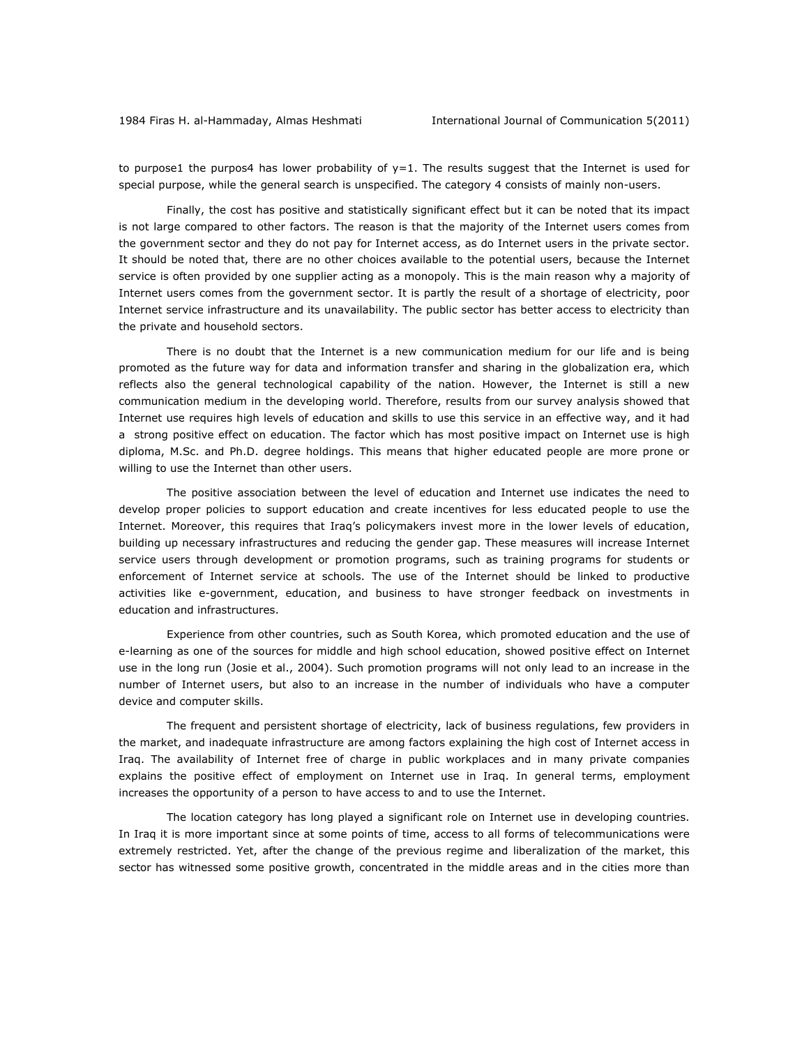to purpose1 the purpos4 has lower probability of $y=1$. The results suggest that the Internet is used for special purpose, while the general search is unspecified. The category 4 consists of mainly non-users.

Finally, the cost has positive and statistically significant effect but it can be noted that its impact is not large compared to other factors. The reason is that the majority of the Internet users comes from the government sector and they do not pay for Internet access, as do Internet users in the private sector. It should be noted that, there are no other choices available to the potential users, because the Internet service is often provided by one supplier acting as a monopoly. This is the main reason why a majority of Internet users comes from the government sector. It is partly the result of a shortage of electricity, poor Internet service infrastructure and its unavailability. The public sector has better access to electricity than the private and household sectors.

There is no doubt that the Internet is a new communication medium for our life and is being promoted as the future way for data and information transfer and sharing in the globalization era, which reflects also the general technological capability of the nation. However, the Internet is still a new communication medium in the developing world. Therefore, results from our survey analysis showed that Internet use requires high levels of education and skills to use this service in an effective way, and it had a strong positive effect on education. The factor which has most positive impact on Internet use is high diploma, M.Sc. and Ph.D. degree holdings. This means that higher educated people are more prone or willing to use the Internet than other users.

The positive association between the level of education and Internet use indicates the need to develop proper policies to support education and create incentives for less educated people to use the Internet. Moreover, this requires that Iraq's policymakers invest more in the lower levels of education, building up necessary infrastructures and reducing the gender gap. These measures will increase Internet service users through development or promotion programs, such as training programs for students or enforcement of Internet service at schools. The use of the Internet should be linked to productive activities like e-government, education, and business to have stronger feedback on investments in education and infrastructures.

Experience from other countries, such as South Korea, which promoted education and the use of e-learning as one of the sources for middle and high school education, showed positive effect on Internet use in the long run (Josie et al., 2004). Such promotion programs will not only lead to an increase in the number of Internet users, but also to an increase in the number of individuals who have a computer device and computer skills.

The frequent and persistent shortage of electricity, lack of business regulations, few providers in the market, and inadequate infrastructure are among factors explaining the high cost of Internet access in Iraq. The availability of Internet free of charge in public workplaces and in many private companies explains the positive effect of employment on Internet use in Iraq. In general terms, employment increases the opportunity of a person to have access to and to use the Internet.

The location category has long played a significant role on Internet use in developing countries. In Iraq it is more important since at some points of time, access to all forms of telecommunications were extremely restricted. Yet, after the change of the previous regime and liberalization of the market, this sector has witnessed some positive growth, concentrated in the middle areas and in the cities more than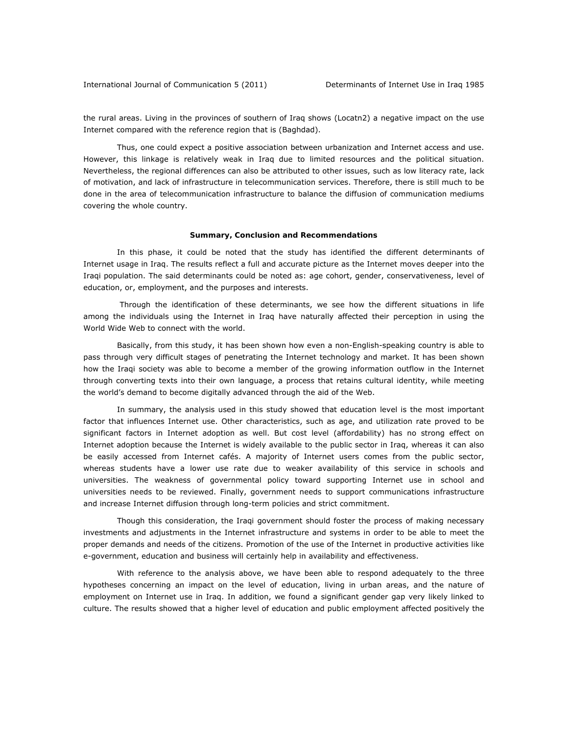the rural areas. Living in the provinces of southern of Iraq shows (Locatn2) a negative impact on the use Internet compared with the reference region that is (Baghdad).

Thus, one could expect a positive association between urbanization and Internet access and use. However, this linkage is relatively weak in Iraq due to limited resources and the political situation. Nevertheless, the regional differences can also be attributed to other issues, such as low literacy rate, lack of motivation, and lack of infrastructure in telecommunication services. Therefore, there is still much to be done in the area of telecommunication infrastructure to balance the diffusion of communication mediums covering the whole country.

## Summary, Conclusion and Recommendations

In this phase, it could be noted that the study has identified the different determinants of Internet usage in Iraq. The results reflect a full and accurate picture as the Internet moves deeper into the Iraqi population. The said determinants could be noted as: age cohort, gender, conservativeness, level of education, or, employment, and the purposes and interests.

Through the identification of these determinants, we see how the different situations in life among the individuals using the Internet in Iraq have naturally affected their perception in using the World Wide Web to connect with the world.

Basically, from this study, it has been shown how even a non-English-speaking country is able to pass through very difficult stages of penetrating the Internet technology and market. It has been shown how the Iraqi society was able to become a member of the growing information outflow in the Internet through converting texts into their own language, a process that retains cultural identity, while meeting the world's demand to become digitally advanced through the aid of the Web.

In summary, the analysis used in this study showed that education level is the most important factor that influences Internet use. Other characteristics, such as age, and utilization rate proved to be significant factors in Internet adoption as well. But cost level (affordability) has no strong effect on Internet adoption because the Internet is widely available to the public sector in Iraq, whereas it can also be easily accessed from Internet cafés. A majority of Internet users comes from the public sector, whereas students have a lower use rate due to weaker availability of this service in schools and universities. The weakness of governmental policy toward supporting Internet use in school and universities needs to be reviewed. Finally, government needs to support communications infrastructure and increase Internet diffusion through long-term policies and strict commitment.

Though this consideration, the Iraqi government should foster the process of making necessary investments and adjustments in the Internet infrastructure and systems in order to be able to meet the proper demands and needs of the citizens. Promotion of the use of the Internet in productive activities like e-government, education and business will certainly help in availability and effectiveness.

With reference to the analysis above, we have been able to respond adequately to the three hypotheses concerning an impact on the level of education, living in urban areas, and the nature of employment on Internet use in Iraq. In addition, we found a significant gender gap very likely linked to culture. The results showed that a higher level of education and public employment affected positively the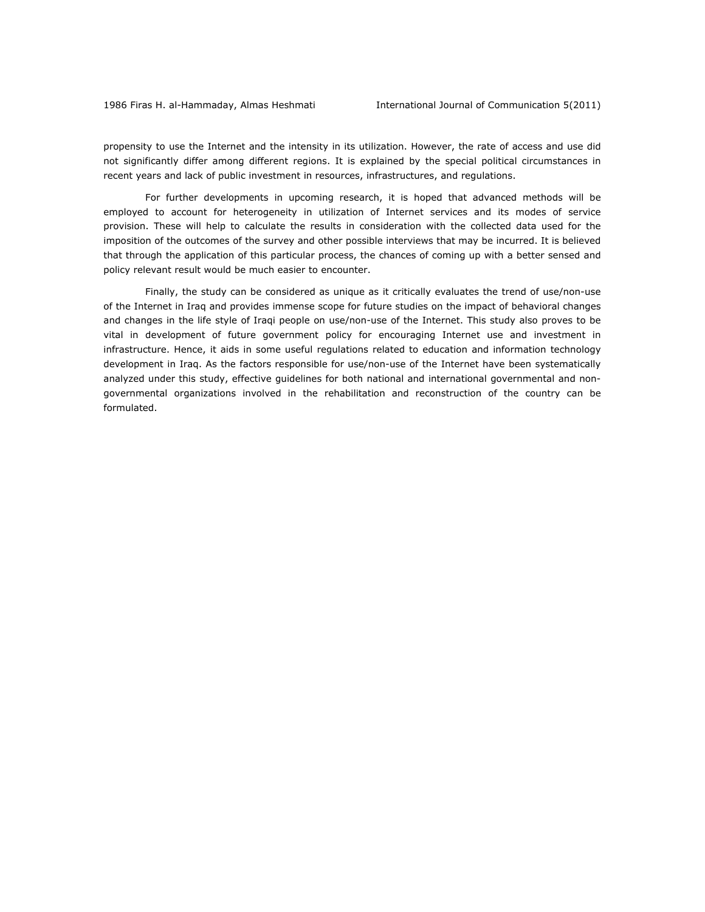propensity to use the Internet and the intensity in its utilization. However, the rate of access and use did not significantly differ among different regions. It is explained by the special political circumstances in recent years and lack of public investment in resources, infrastructures, and regulations.

For further developments in upcoming research, it is hoped that advanced methods will be employed to account for heterogeneity in utilization of Internet services and its modes of service provision. These will help to calculate the results in consideration with the collected data used for the imposition of the outcomes of the survey and other possible interviews that may be incurred. It is believed that through the application of this particular process, the chances of coming up with a better sensed and policy relevant result would be much easier to encounter.

Finally, the study can be considered as unique as it critically evaluates the trend of use/non-use of the Internet in Iraq and provides immense scope for future studies on the impact of behavioral changes and changes in the life style of Iraqi people on use/non-use of the Internet. This study also proves to be vital in development of future government policy for encouraging Internet use and investment in infrastructure. Hence, it aids in some useful regulations related to education and information technology development in Iraq. As the factors responsible for use/non-use of the Internet have been systematically analyzed under this study, effective guidelines for both national and international governmental and non-governmental organizations involved in the rehabilitation and reconstruction of the country can be formulated.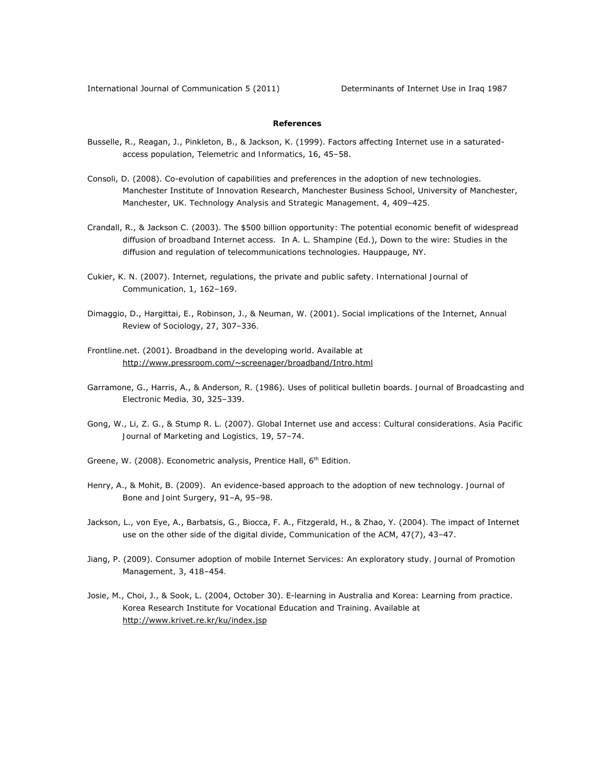**References**

Busselle, R., Reagan, J., Pinkleton, B., & Jackson, K. (1999). Factors affecting Internet use in a saturated-access population, *Telemetric and Informatics*, *16*, 45–58.

Consoli, D. (2008). Co-evolution of capabilities and preferences in the adoption of new technologies. Manchester Institute of Innovation Research, Manchester Business School, University of Manchester, Manchester, UK. *Technology Analysis and Strategic Management*, *4*, 409–425.

Crandall, R., & Jackson C. (2003). The $500 billion opportunity: The potential economic benefit of widespread diffusion of broadband Internet access. In A. L. Shampine (Ed.), *Down to the wire: Studies in the diffusion and regulation of telecommunications technologies*. Hauppauge, NY.

Cukier, K. N. (2007). Internet, regulations, the private and public safety. *International Journal of Communication*, *1*, 162–169.

Dimaggio, D., Hargittai, E., Robinson, J., & Neuman, W. (2001). Social implications of the Internet, *Annual Review of Sociology*, *27*, 307–336.

Frontline.net. (2001). Broadband in the developing world. Available at http://www.pressroom.com/~screenager/broadband/Intro.html

Garramone, G., Harris, A., & Anderson, R. (1986). Uses of political bulletin boards. *Journal of Broadcasting and Electronic Media*, *30*, 325–339.

Gong, W., Li, Z. G., & Stump R. L. (2007). Global Internet use and access: Cultural considerations. *Asia Pacific Journal of Marketing and Logistics*, *19*, 57–74.

Greene, W. (2008). *Econometric analysis*, Prentice Hall, 6th Edition.

Henry, A., & Mohit, B. (2009). An evidence-based approach to the adoption of new technology. *Journal of Bone and Joint Surgery*, *91–A*, 95–98.

Jackson, L., von Eye, A., Barbatsis, G., Biocca, F. A., Fitzgerald, H., & Zhao, Y. (2004). The impact of Internet use on the other side of the digital divide, *Communication of the ACM*, *47*(7), 43–47.

Jiang, P. (2009). Consumer adoption of mobile Internet Services: An exploratory study. *Journal of Promotion Management*, *3*, 418–454.

Josie, M., Choi, J., & Sook, L. (2004, October 30). E-learning in Australia and Korea: Learning from practice. Korea Research Institute for Vocational Education and Training. Available at http://www.krivet.re.kr/ku/index.jsp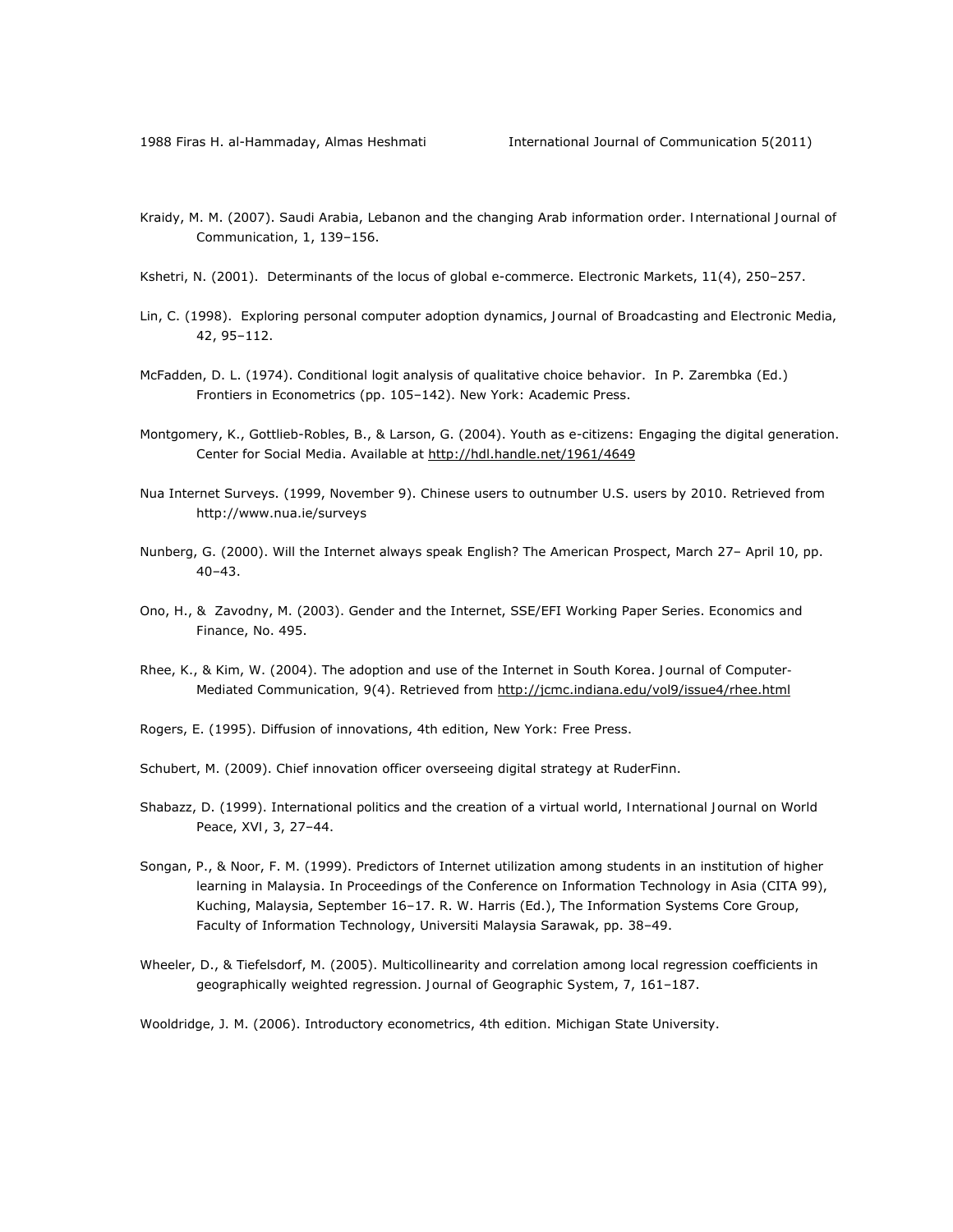Kraidy, M. M. (2007). Saudi Arabia, Lebanon and the changing Arab information order. International Journal of Communication, 1, 139–156.

Kshetri, N. (2001). Determinants of the locus of global e-commerce. Electronic Markets, 11(4), 250–257.

Lin, C. (1998). Exploring personal computer adoption dynamics, Journal of Broadcasting and Electronic Media, 42, 95–112.

McFadden, D. L. (1974). Conditional logit analysis of qualitative choice behavior. In P. Zarembka (Ed.) Frontiers in Econometrics (pp. 105–142). New York: Academic Press.

Montgomery, K., Gottlieb-Robles, B., & Larson, G. (2004). Youth as e-citizens: Engaging the digital generation. Center for Social Media. Available at http://hdl.handle.net/1961/4649

Nua Internet Surveys. (1999, November 9). Chinese users to outnumber U.S. users by 2010. Retrieved from http://www.nua.ie/surveys

Nunberg, G. (2000). Will the Internet always speak English? The American Prospect, March 27– April 10, pp. 40–43.

Ono, H., & Zavodny, M. (2003). Gender and the Internet, SSE/EFI Working Paper Series. Economics and Finance, No. 495.

Rhee, K., & Kim, W. (2004). The adoption and use of the Internet in South Korea. Journal of Computer-Mediated Communication, 9(4). Retrieved from http://jcmc.indiana.edu/vol9/issue4/rhee.html

Rogers, E. (1995). Diffusion of innovations, 4th edition, New York: Free Press.

Schubert, M. (2009). Chief innovation officer overseeing digital strategy at RuderFinn.

Shabazz, D. (1999). International politics and the creation of a virtual world, International Journal on World Peace, XVI, 3, 27–44.

Songan, P., & Noor, F. M. (1999). Predictors of Internet utilization among students in an institution of higher learning in Malaysia. In Proceedings of the Conference on Information Technology in Asia (CITA 99), Kuching, Malaysia, September 16–17. R. W. Harris (Ed.), The Information Systems Core Group, Faculty of Information Technology, Universiti Malaysia Sarawak, pp. 38–49.

Wheeler, D., & Tiefelsdorf, M. (2005). Multicollinearity and correlation among local regression coefficients in geographically weighted regression. Journal of Geographic System, 7, 161–187.

Wooldridge, J. M. (2006). Introductory econometrics, 4th edition. Michigan State University.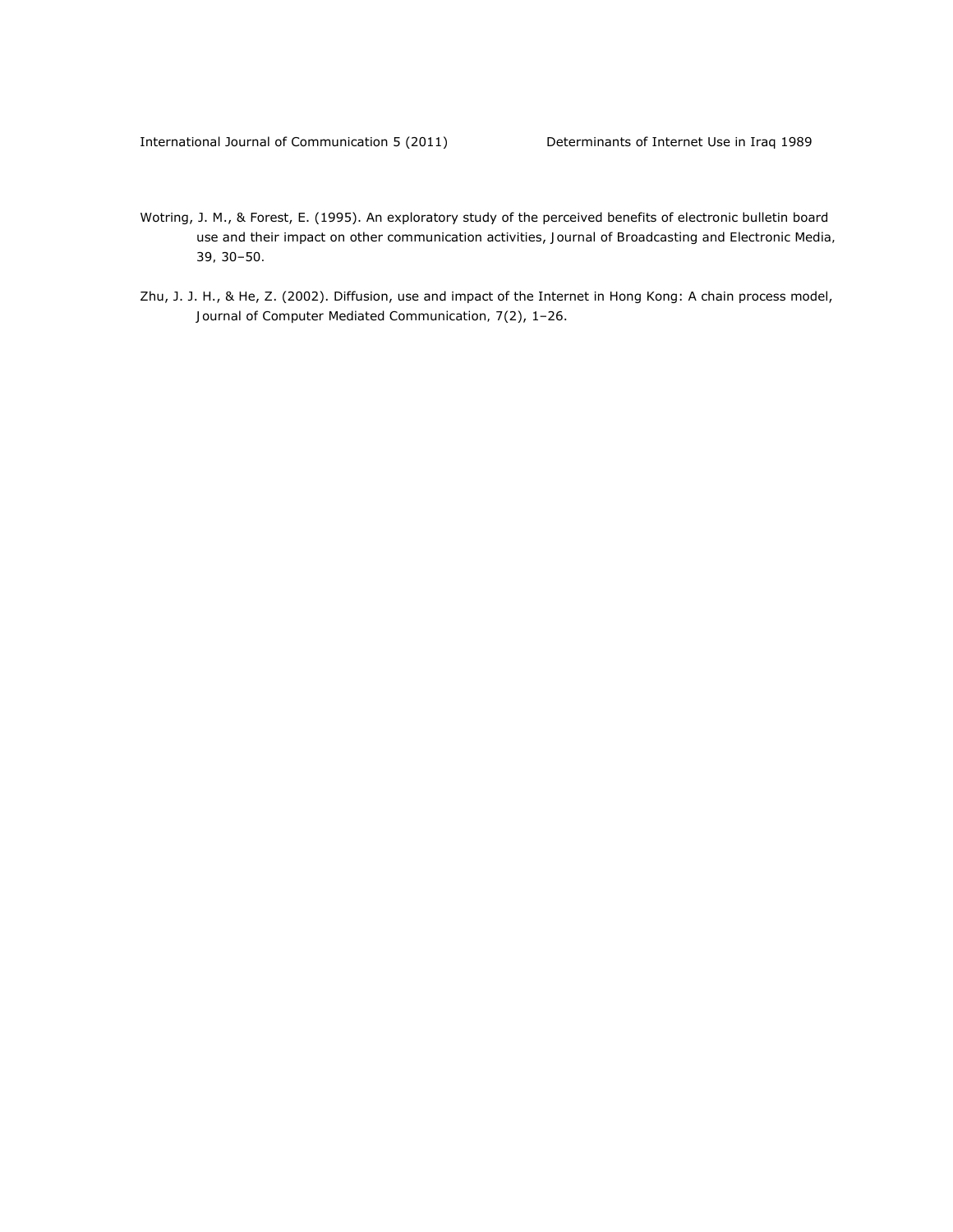Wotring, J. M., & Forest, E. (1995). An exploratory study of the perceived benefits of electronic bulletin board use and their impact on other communication activities, *Journal of Broadcasting and Electronic Media*, *39*, 30–50.

Zhu, J. J. H., & He, Z. (2002). Diffusion, use and impact of the Internet in Hong Kong: A chain process model, *Journal of Computer Mediated Communication*, *7*(2), 1–26.